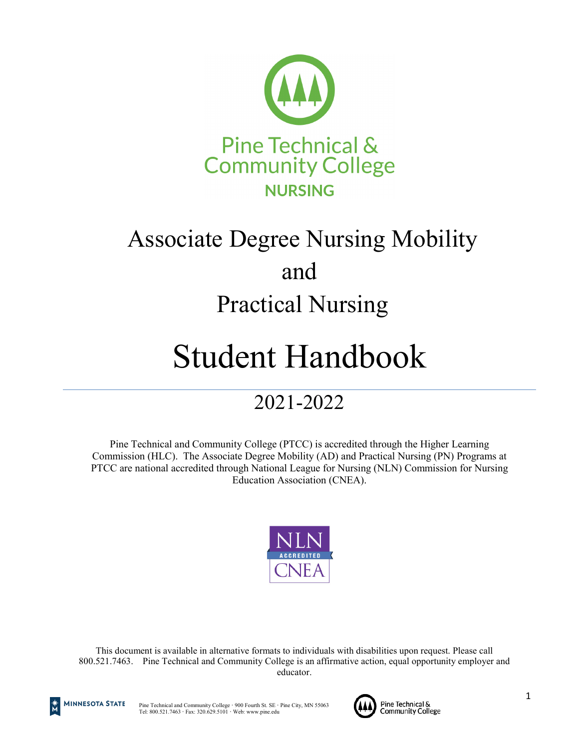Pine Technical & Community College

NURSING

# Associate Degree Nursing Mobility and Practical Nursing

# Student Handbook

## 2021-2022

Pine Technical and Community College (PTCC) is accredited through the Higher Learning Commission (HLC). The Associate Degree Mobility (AD) and Practical Nursing (PN) Programs at PTCC are national accredited through National League for Nursing (NLN) Commission for Nursing Education Association (CNEA).

NLN ACCREDITED CNEA

This document is available in alternative formats to individuals with disabilities upon request. Please call 800.521.7463. Pine Technical and Community College is an affirmative action, equal opportunity employer and educator.

MINNESOTA STATE

Pine Technical and Community College · 900 Fourth St. SE · Pine City, MN 55063
Tel: 800.521.7463 · Fax: 320.629.5101 · Web: www.pine.edu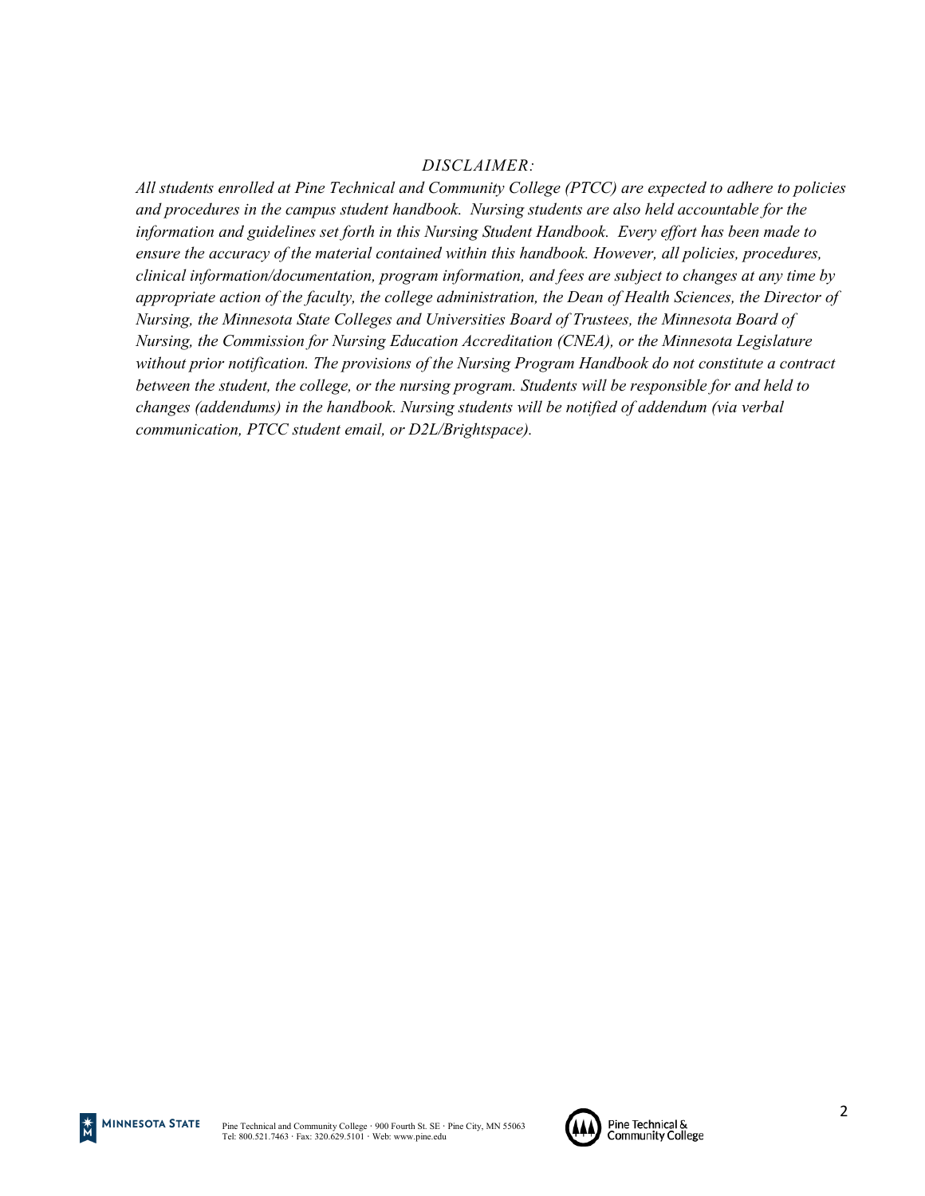*DISCLAIMER:*

*All students enrolled at Pine Technical and Community College (PTCC) are expected to adhere to policies and procedures in the campus student handbook. Nursing students are also held accountable for the information and guidelines set forth in this Nursing Student Handbook. Every effort has been made to ensure the accuracy of the material contained within this handbook. However, all policies, procedures, clinical information/documentation, program information, and fees are subject to changes at any time by appropriate action of the faculty, the college administration, the Dean of Health Sciences, the Director of Nursing, the Minnesota State Colleges and Universities Board of Trustees, the Minnesota Board of Nursing, the Commission for Nursing Education Accreditation (CNEA), or the Minnesota Legislature without prior notification. The provisions of the Nursing Program Handbook do not constitute a contract between the student, the college, or the nursing program. Students will be responsible for and held to changes (addendums) in the handbook. Nursing students will be notified of addendum (via verbal communication, PTCC student email, or D2L/Brightspace).*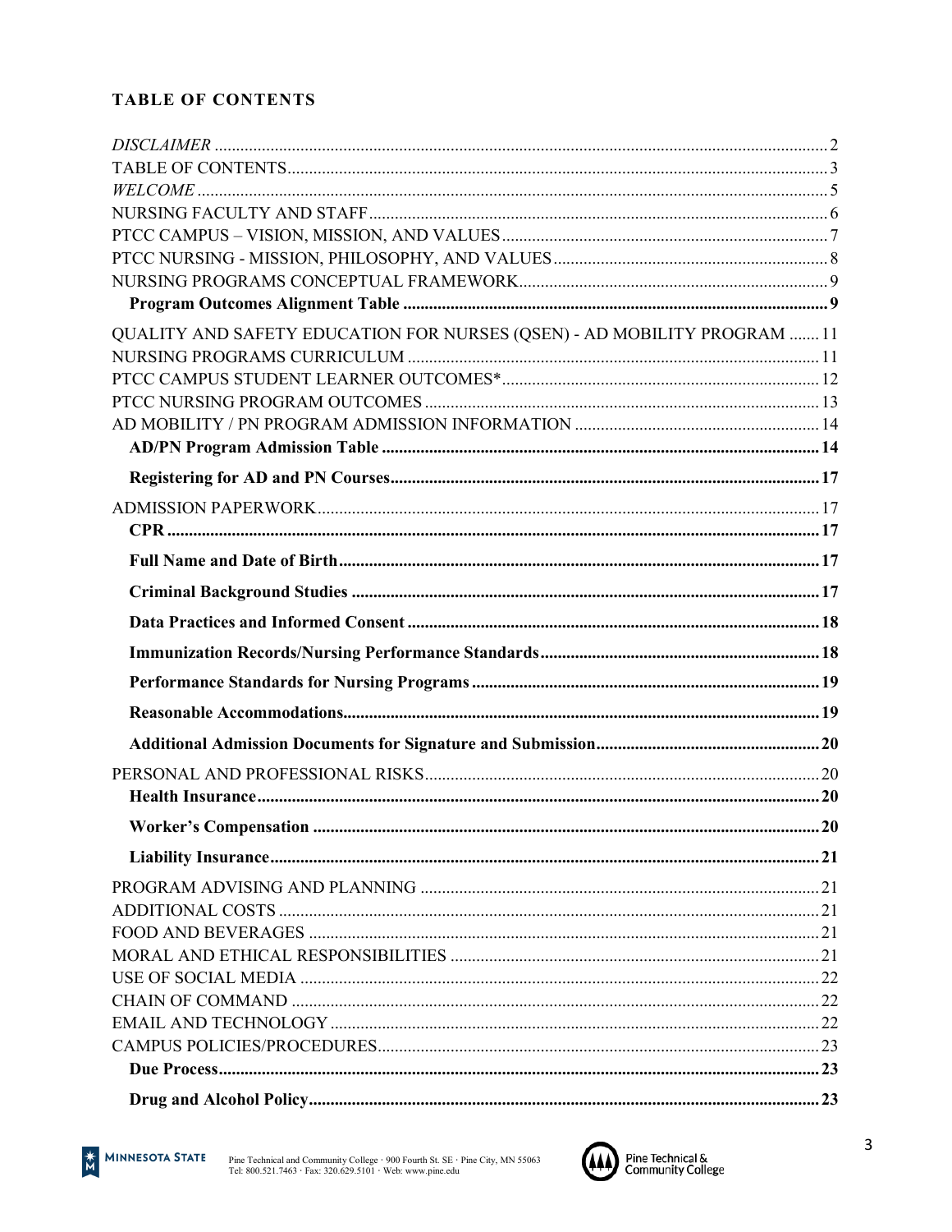## TABLE OF CONTENTS

*DISCLAIMER* .............................................................. 2
TABLE OF CONTENTS .............................................................. 3
*WELCOME* .............................................................. 5
NURSING FACULTY AND STAFF .............................................................. 6
PTCC CAMPUS – VISION, MISSION, AND VALUES .............................................................. 7
PTCC NURSING - MISSION, PHILOSOPHY, AND VALUES .............................................................. 8
NURSING PROGRAMS CONCEPTUAL FRAMEWORK .............................................................. 9
**Program Outcomes Alignment Table** .............................................................. **9**
QUALITY AND SAFETY EDUCATION FOR NURSES (QSEN) - AD MOBILITY PROGRAM .............................................................. 11
NURSING PROGRAMS CURRICULUM .............................................................. 11
PTCC CAMPUS STUDENT LEARNER OUTCOMES* .............................................................. 12
PTCC NURSING PROGRAM OUTCOMES .............................................................. 13
AD MOBILITY / PN PROGRAM ADMISSION INFORMATION .............................................................. 14
**AD/PN Program Admission Table** .............................................................. **14**
**Registering for AD and PN Courses** .............................................................. **17**
ADMISSION PAPERWORK .............................................................. 17
**CPR** .............................................................. **17**
**Full Name and Date of Birth** .............................................................. **17**
**Criminal Background Studies** .............................................................. **17**
**Data Practices and Informed Consent** .............................................................. **18**
**Immunization Records/Nursing Performance Standards** .............................................................. **18**
**Performance Standards for Nursing Programs** .............................................................. **19**
**Reasonable Accommodations** .............................................................. **19**
**Additional Admission Documents for Signature and Submission** .............................................................. **20**
PERSONAL AND PROFESSIONAL RISKS .............................................................. 20
**Health Insurance** .............................................................. **20**
**Worker's Compensation** .............................................................. **20**
**Liability Insurance** .............................................................. **21**
PROGRAM ADVISING AND PLANNING .............................................................. 21
ADDITIONAL COSTS .............................................................. 21
FOOD AND BEVERAGES .............................................................. 21
MORAL AND ETHICAL RESPONSIBILITIES .............................................................. 21
USE OF SOCIAL MEDIA .............................................................. 22
CHAIN OF COMMAND .............................................................. 22
EMAIL AND TECHNOLOGY .............................................................. 22
CAMPUS POLICIES/PROCEDURES .............................................................. 23
**Due Process** .............................................................. **23**
**Drug and Alcohol Policy** .............................................................. **23**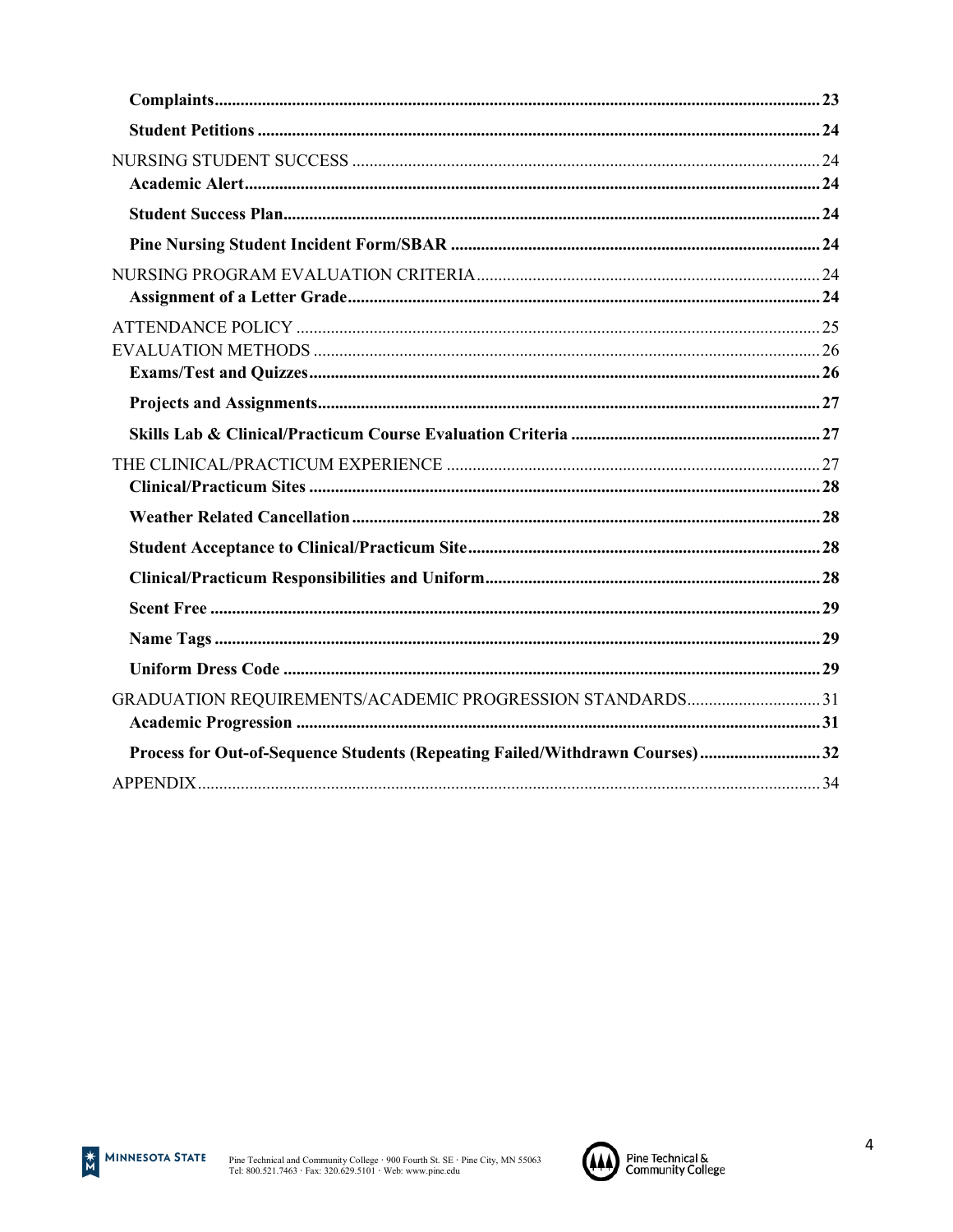**Complaints** ........................................................................................................................................ **23**

**Student Petitions** ................................................................................................................................ **24**

NURSING STUDENT SUCCESS ........................................................................................................ 24

**Academic Alert** ................................................................................................................................... **24**

**Student Success Plan** ......................................................................................................................... **24**

**Pine Nursing Student Incident Form/SBAR** .................................................................................... **24**

NURSING PROGRAM EVALUATION CRITERIA ............................................................................ 24

**Assignment of a Letter Grade** ........................................................................................................... **24**

ATTENDANCE POLICY ...................................................................................................................... 25

EVALUATION METHODS .................................................................................................................. 26

**Exams/Test and Quizzes** ................................................................................................................... **26**

**Projects and Assignments** ................................................................................................................. **27**

**Skills Lab & Clinical/Practicum Course Evaluation Criteria** ......................................................... **27**

THE CLINICAL/PRACTICUM EXPERIENCE .................................................................................... 27

**Clinical/Practicum Sites** .................................................................................................................... **28**

**Weather Related Cancellation** .......................................................................................................... **28**

**Student Acceptance to Clinical/Practicum Site** ................................................................................ **28**

**Clinical/Practicum Responsibilities and Uniform** ............................................................................ **28**

**Scent Free** .......................................................................................................................................... **29**

**Name Tags** ......................................................................................................................................... **29**

**Uniform Dress Code** .......................................................................................................................... **29**

GRADUATION REQUIREMENTS/ACADEMIC PROGRESSION STANDARDS .............................. 31

**Academic Progression** ....................................................................................................................... **31**

**Process for Out-of-Sequence Students (Repeating Failed/Withdrawn Courses)** ........................... **32**

APPENDIX ............................................................................................................................................. 34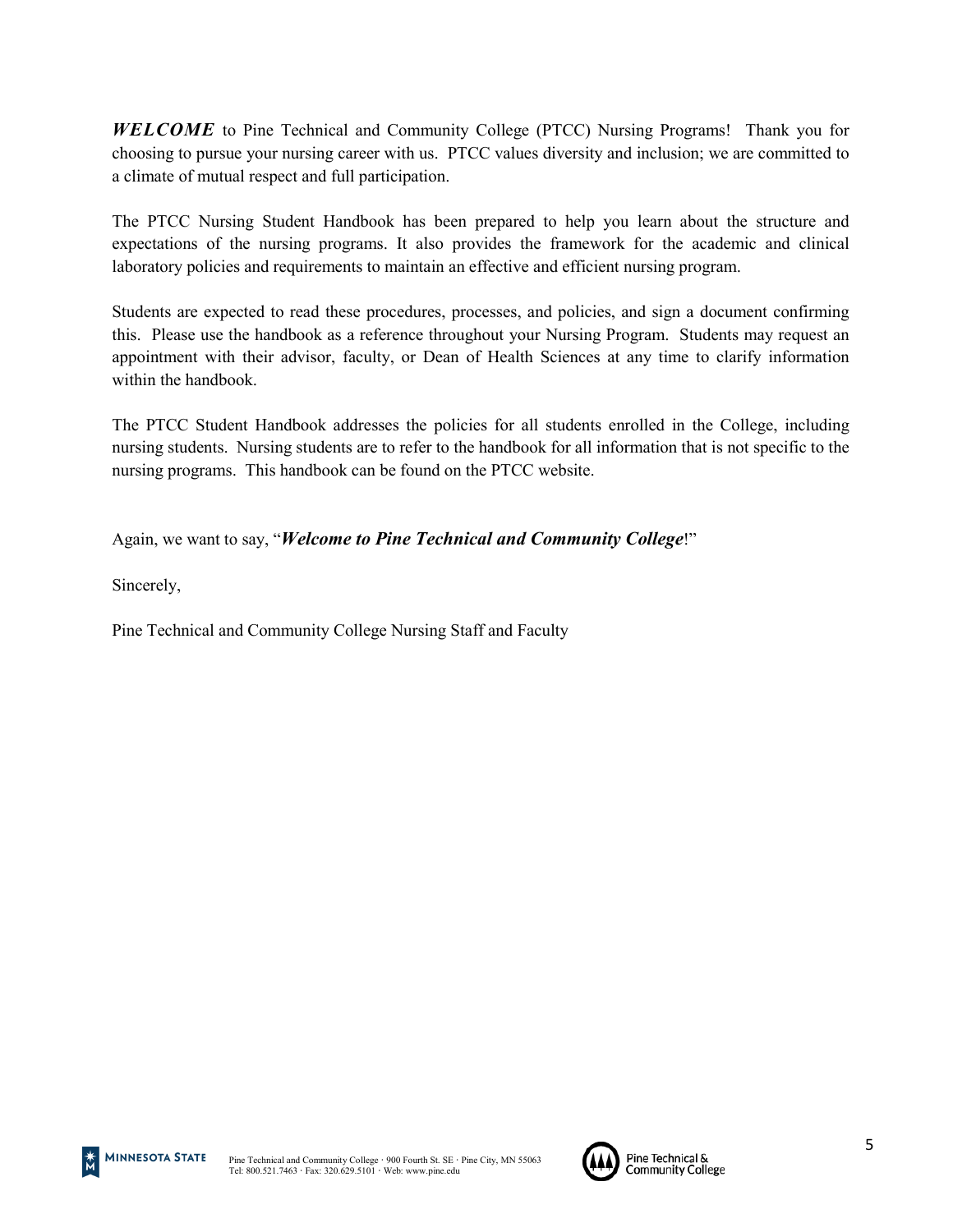***WELCOME*** to Pine Technical and Community College (PTCC) Nursing Programs! Thank you for choosing to pursue your nursing career with us. PTCC values diversity and inclusion; we are committed to a climate of mutual respect and full participation.

The PTCC Nursing Student Handbook has been prepared to help you learn about the structure and expectations of the nursing programs. It also provides the framework for the academic and clinical laboratory policies and requirements to maintain an effective and efficient nursing program.

Students are expected to read these procedures, processes, and policies, and sign a document confirming this. Please use the handbook as a reference throughout your Nursing Program. Students may request an appointment with their advisor, faculty, or Dean of Health Sciences at any time to clarify information within the handbook.

The PTCC Student Handbook addresses the policies for all students enrolled in the College, including nursing students. Nursing students are to refer to the handbook for all information that is not specific to the nursing programs. This handbook can be found on the PTCC website.

Again, we want to say, "***Welcome to Pine Technical and Community College***!"

Sincerely,

Pine Technical and Community College Nursing Staff and Faculty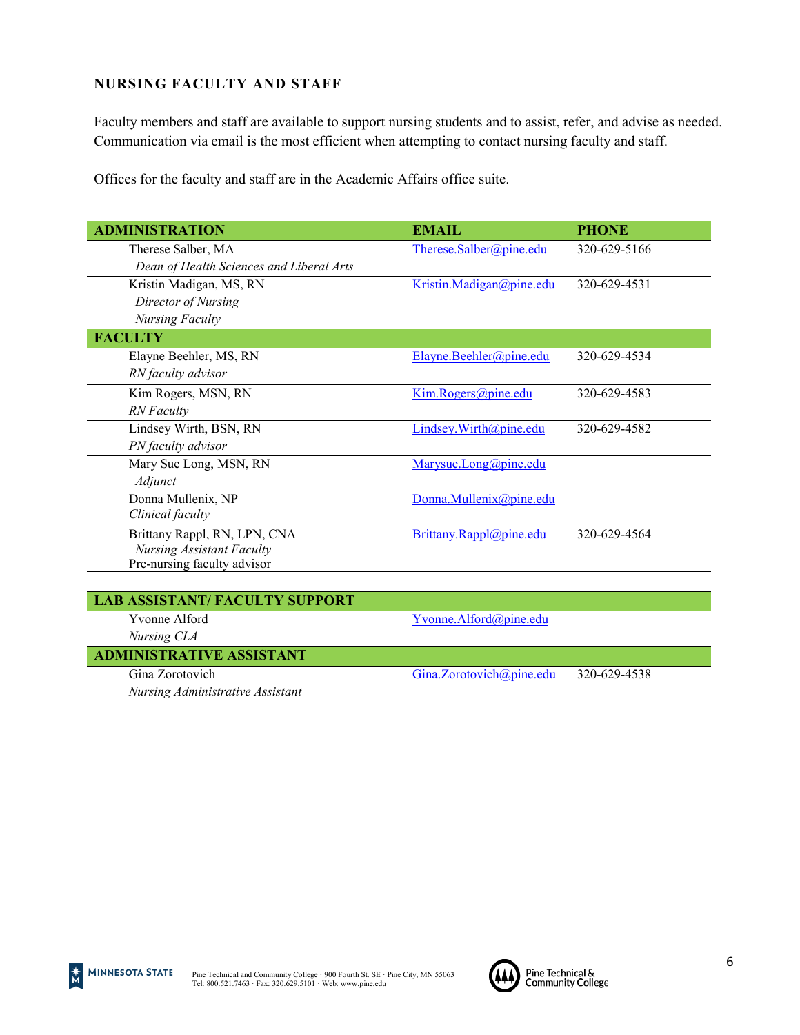## NURSING FACULTY AND STAFF

Faculty members and staff are available to support nursing students and to assist, refer, and advise as needed. Communication via email is the most efficient when attempting to contact nursing faculty and staff.

Offices for the faculty and staff are in the Academic Affairs office suite.

| ADMINISTRATION | EMAIL | PHONE |
|---|---|---|
| Therese Salber, MA<br>*Dean of Health Sciences and Liberal Arts* | Therese.Salber@pine.edu | 320-629-5166 |
| Kristin Madigan, MS, RN<br>*Director of Nursing*<br>*Nursing Faculty* | Kristin.Madigan@pine.edu | 320-629-4531 |
| **FACULTY** | | |
| Elayne Beehler, MS, RN<br>*RN faculty advisor* | Elayne.Beehler@pine.edu | 320-629-4534 |
| Kim Rogers, MSN, RN<br>*RN Faculty* | Kim.Rogers@pine.edu | 320-629-4583 |
| Lindsey Wirth, BSN, RN<br>*PN faculty advisor* | Lindsey.Wirth@pine.edu | 320-629-4582 |
| Mary Sue Long, MSN, RN<br>*Adjunct* | Marysue.Long@pine.edu | |
| Donna Mullenix, NP<br>*Clinical faculty* | Donna.Mullenix@pine.edu | |
| Brittany Rappl, RN, LPN, CNA<br>*Nursing Assistant Faculty*<br>Pre-nursing faculty advisor | Brittany.Rappl@pine.edu | 320-629-4564 |

| LAB ASSISTANT/ FACULTY SUPPORT | | |
|---|---|---|
| Yvonne Alford<br>*Nursing CLA* | Yvonne.Alford@pine.edu | |
| **ADMINISTRATIVE ASSISTANT** | | |
| Gina Zorotovich<br>*Nursing Administrative Assistant* | Gina.Zorotovich@pine.edu | 320-629-4538 |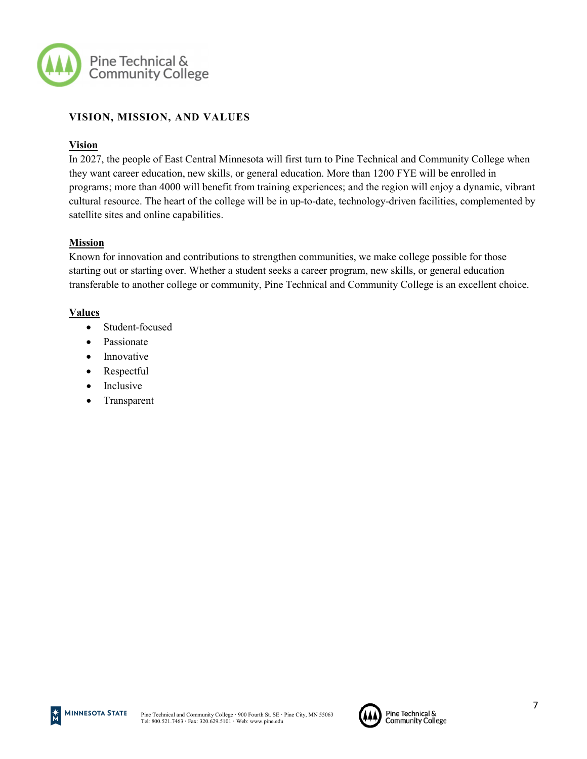## VISION, MISSION, AND VALUES

### Vision

In 2027, the people of East Central Minnesota will first turn to Pine Technical and Community College when they want career education, new skills, or general education. More than 1200 FYE will be enrolled in programs; more than 4000 will benefit from training experiences; and the region will enjoy a dynamic, vibrant cultural resource. The heart of the college will be in up-to-date, technology-driven facilities, complemented by satellite sites and online capabilities.

### Mission

Known for innovation and contributions to strengthen communities, we make college possible for those starting out or starting over. Whether a student seeks a career program, new skills, or general education transferable to another college or community, Pine Technical and Community College is an excellent choice.

### Values

- Student-focused
- Passionate
- Innovative
- Respectful
- Inclusive
- Transparent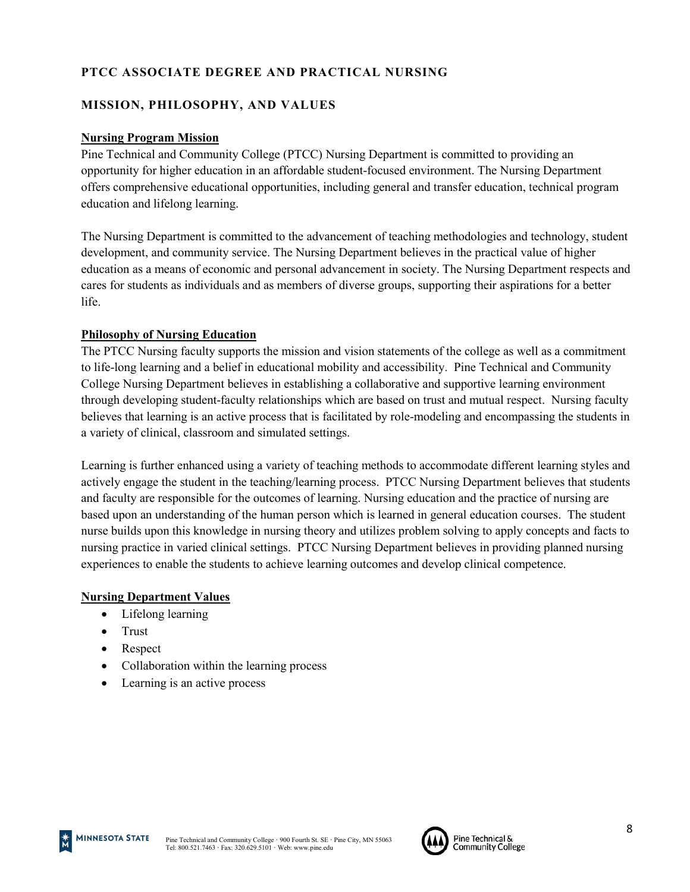## PTCC ASSOCIATE DEGREE AND PRACTICAL NURSING

## MISSION, PHILOSOPHY, AND VALUES

### Nursing Program Mission

Pine Technical and Community College (PTCC) Nursing Department is committed to providing an opportunity for higher education in an affordable student-focused environment. The Nursing Department offers comprehensive educational opportunities, including general and transfer education, technical program education and lifelong learning.

The Nursing Department is committed to the advancement of teaching methodologies and technology, student development, and community service. The Nursing Department believes in the practical value of higher education as a means of economic and personal advancement in society. The Nursing Department respects and cares for students as individuals and as members of diverse groups, supporting their aspirations for a better life.

### Philosophy of Nursing Education

The PTCC Nursing faculty supports the mission and vision statements of the college as well as a commitment to life-long learning and a belief in educational mobility and accessibility. Pine Technical and Community College Nursing Department believes in establishing a collaborative and supportive learning environment through developing student-faculty relationships which are based on trust and mutual respect. Nursing faculty believes that learning is an active process that is facilitated by role-modeling and encompassing the students in a variety of clinical, classroom and simulated settings.

Learning is further enhanced using a variety of teaching methods to accommodate different learning styles and actively engage the student in the teaching/learning process. PTCC Nursing Department believes that students and faculty are responsible for the outcomes of learning. Nursing education and the practice of nursing are based upon an understanding of the human person which is learned in general education courses. The student nurse builds upon this knowledge in nursing theory and utilizes problem solving to apply concepts and facts to nursing practice in varied clinical settings. PTCC Nursing Department believes in providing planned nursing experiences to enable the students to achieve learning outcomes and develop clinical competence.

### Nursing Department Values

- Lifelong learning
- Trust
- Respect
- Collaboration within the learning process
- Learning is an active process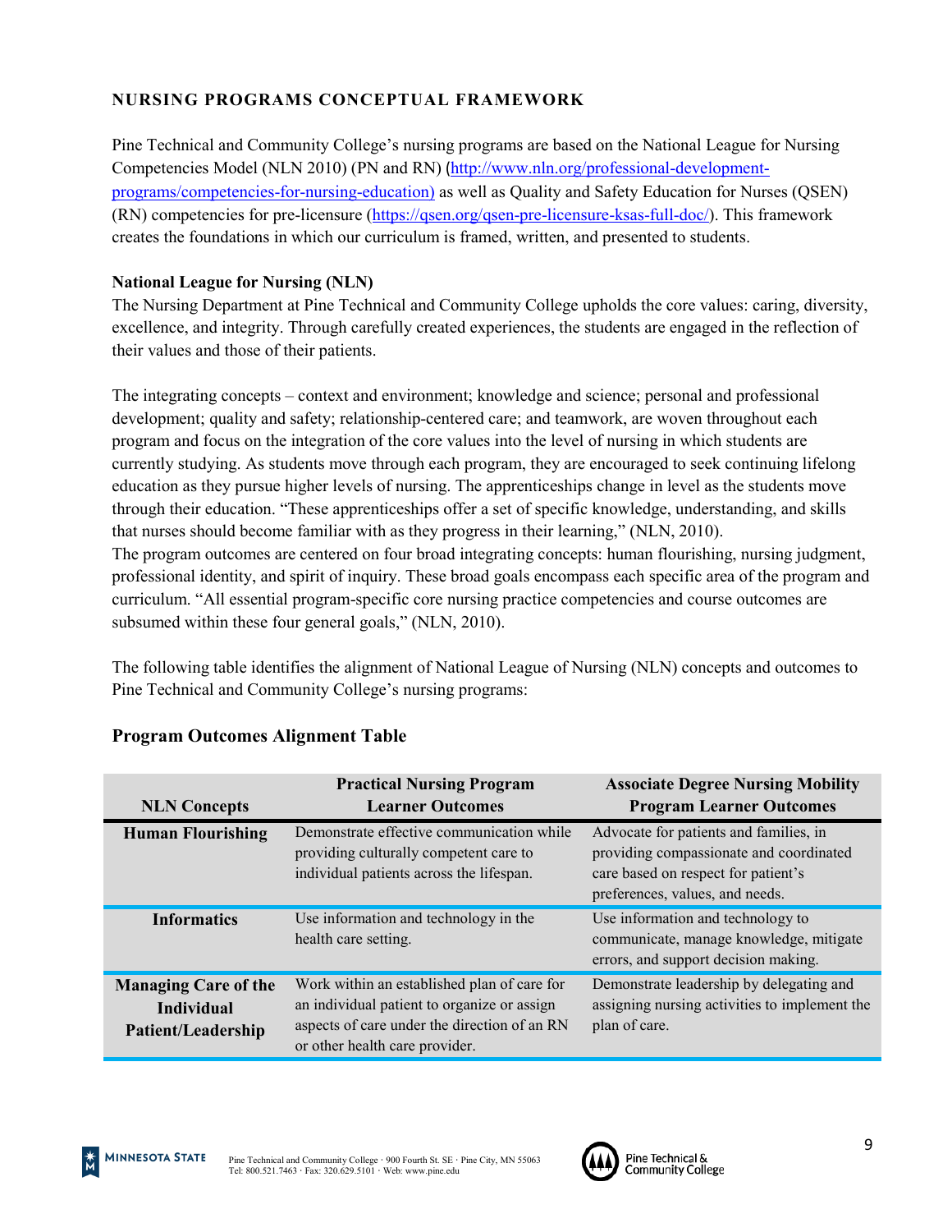## NURSING PROGRAMS CONCEPTUAL FRAMEWORK

Pine Technical and Community College's nursing programs are based on the National League for Nursing Competencies Model (NLN 2010) (PN and RN) (http://www.nln.org/professional-development-programs/competencies-for-nursing-education) as well as Quality and Safety Education for Nurses (QSEN) (RN) competencies for pre-licensure (https://qsen.org/qsen-pre-licensure-ksas-full-doc/). This framework creates the foundations in which our curriculum is framed, written, and presented to students.

### National League for Nursing (NLN)

The Nursing Department at Pine Technical and Community College upholds the core values: caring, diversity, excellence, and integrity. Through carefully created experiences, the students are engaged in the reflection of their values and those of their patients.

The integrating concepts – context and environment; knowledge and science; personal and professional development; quality and safety; relationship-centered care; and teamwork, are woven throughout each program and focus on the integration of the core values into the level of nursing in which students are currently studying. As students move through each program, they are encouraged to seek continuing lifelong education as they pursue higher levels of nursing. The apprenticeships change in level as the students move through their education. "These apprenticeships offer a set of specific knowledge, understanding, and skills that nurses should become familiar with as they progress in their learning," (NLN, 2010).
The program outcomes are centered on four broad integrating concepts: human flourishing, nursing judgment, professional identity, and spirit of inquiry. These broad goals encompass each specific area of the program and curriculum. "All essential program-specific core nursing practice competencies and course outcomes are subsumed within these four general goals," (NLN, 2010).

The following table identifies the alignment of National League of Nursing (NLN) concepts and outcomes to Pine Technical and Community College's nursing programs:

### Program Outcomes Alignment Table

| NLN Concepts | Practical Nursing Program Learner Outcomes | Associate Degree Nursing Mobility Program Learner Outcomes |
|---|---|---|
| **Human Flourishing** | Demonstrate effective communication while providing culturally competent care to individual patients across the lifespan. | Advocate for patients and families, in providing compassionate and coordinated care based on respect for patient's preferences, values, and needs. |
| **Informatics** | Use information and technology in the health care setting. | Use information and technology to communicate, manage knowledge, mitigate errors, and support decision making. |
| **Managing Care of the Individual Patient/Leadership** | Work within an established plan of care for an individual patient to organize or assign aspects of care under the direction of an RN or other health care provider. | Demonstrate leadership by delegating and assigning nursing activities to implement the plan of care. |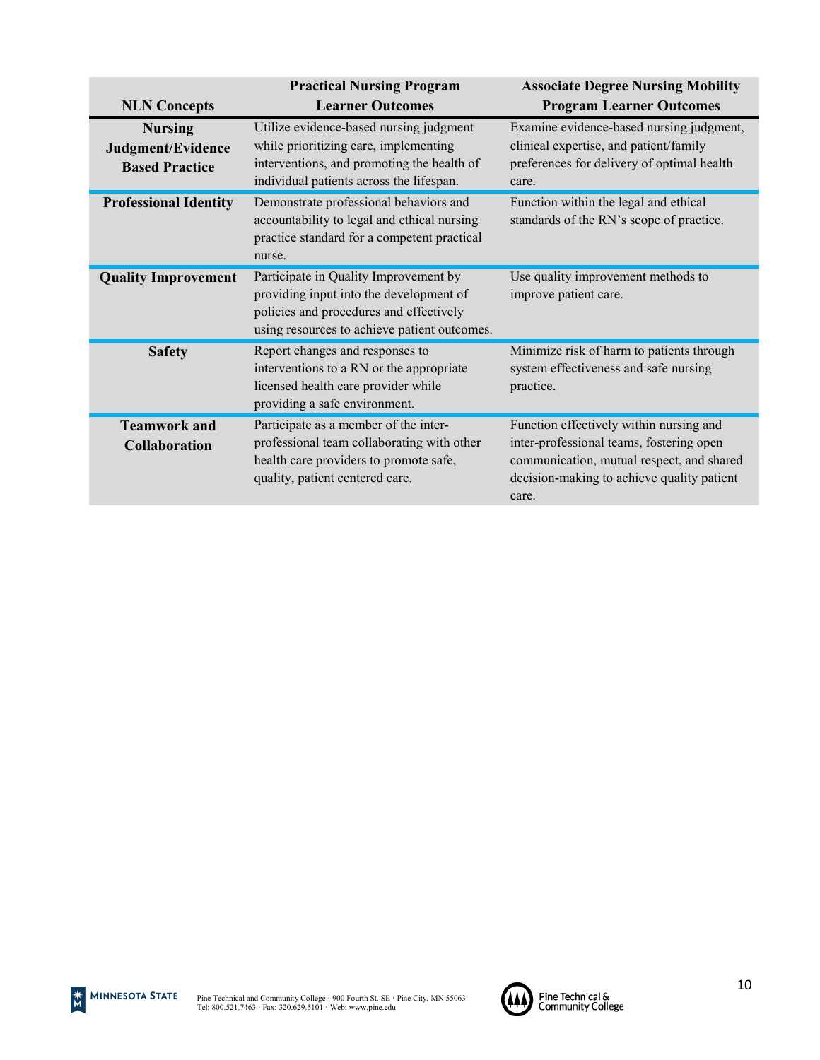| NLN Concepts | Practical Nursing Program Learner Outcomes | Associate Degree Nursing Mobility Program Learner Outcomes |
|---|---|---|
| **Nursing Judgment/Evidence Based Practice** | Utilize evidence-based nursing judgment while prioritizing care, implementing interventions, and promoting the health of individual patients across the lifespan. | Examine evidence-based nursing judgment, clinical expertise, and patient/family preferences for delivery of optimal health care. |
| **Professional Identity** | Demonstrate professional behaviors and accountability to legal and ethical nursing practice standard for a competent practical nurse. | Function within the legal and ethical standards of the RN's scope of practice. |
| **Quality Improvement** | Participate in Quality Improvement by providing input into the development of policies and procedures and effectively using resources to achieve patient outcomes. | Use quality improvement methods to improve patient care. |
| **Safety** | Report changes and responses to interventions to a RN or the appropriate licensed health care provider while providing a safe environment. | Minimize risk of harm to patients through system effectiveness and safe nursing practice. |
| **Teamwork and Collaboration** | Participate as a member of the inter-professional team collaborating with other health care providers to promote safe, quality, patient centered care. | Function effectively within nursing and inter-professional teams, fostering open communication, mutual respect, and shared decision-making to achieve quality patient care. |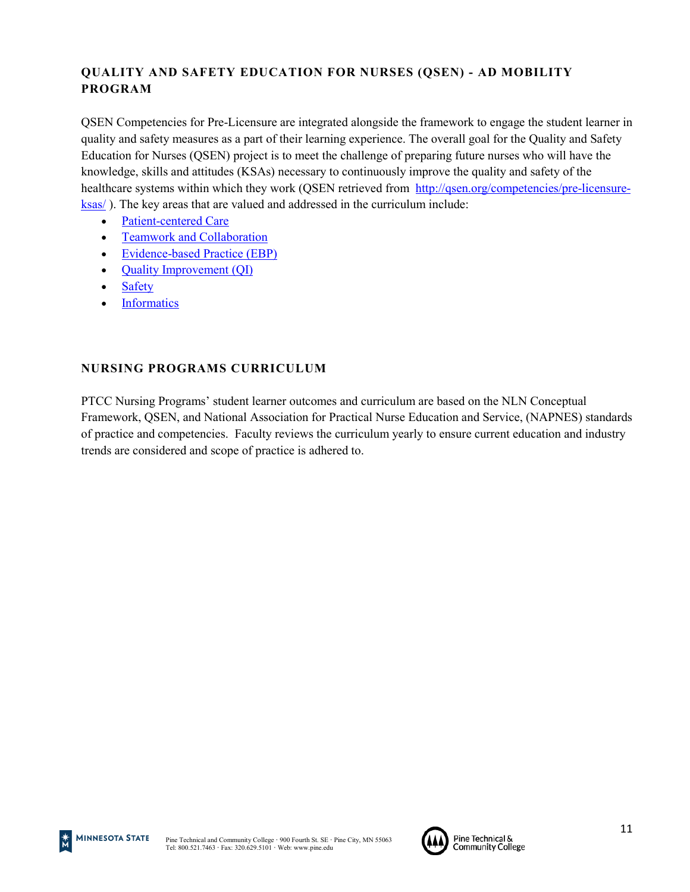## QUALITY AND SAFETY EDUCATION FOR NURSES (QSEN) - AD MOBILITY PROGRAM

QSEN Competencies for Pre-Licensure are integrated alongside the framework to engage the student learner in quality and safety measures as a part of their learning experience. The overall goal for the Quality and Safety Education for Nurses (QSEN) project is to meet the challenge of preparing future nurses who will have the knowledge, skills and attitudes (KSAs) necessary to continuously improve the quality and safety of the healthcare systems within which they work (QSEN retrieved from [http://qsen.org/competencies/pre-licensure-ksas/](http://qsen.org/competencies/pre-licensure-ksas/) ). The key areas that are valued and addressed in the curriculum include:

- Patient-centered Care
- Teamwork and Collaboration
- Evidence-based Practice (EBP)
- Quality Improvement (QI)
- Safety
- Informatics

## NURSING PROGRAMS CURRICULUM

PTCC Nursing Programs' student learner outcomes and curriculum are based on the NLN Conceptual Framework, QSEN, and National Association for Practical Nurse Education and Service, (NAPNES) standards of practice and competencies. Faculty reviews the curriculum yearly to ensure current education and industry trends are considered and scope of practice is adhered to.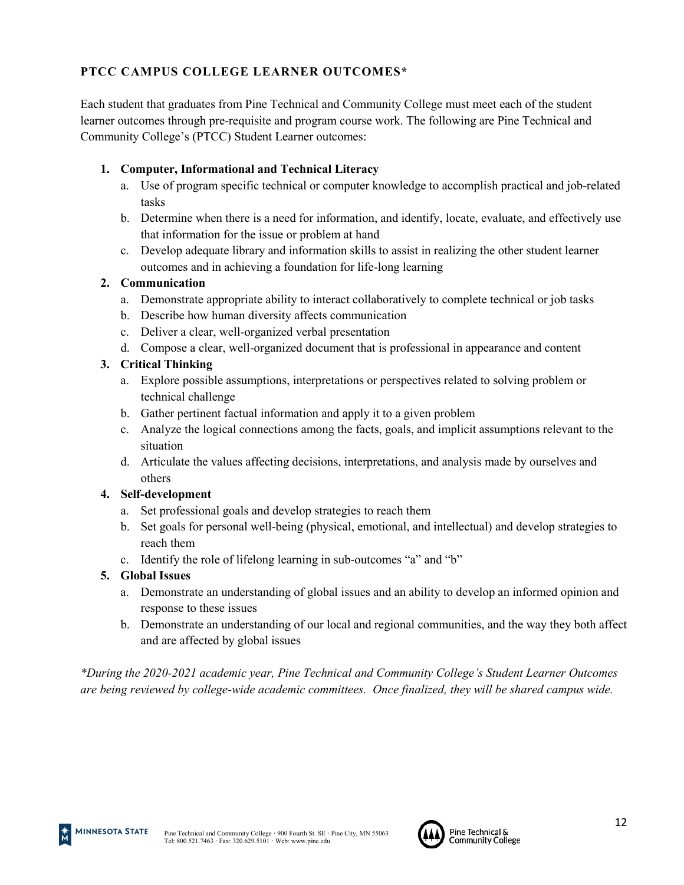## PTCC CAMPUS COLLEGE LEARNER OUTCOMES*

Each student that graduates from Pine Technical and Community College must meet each of the student learner outcomes through pre-requisite and program course work. The following are Pine Technical and Community College's (PTCC) Student Learner outcomes:

1. **Computer, Informational and Technical Literacy**
   a. Use of program specific technical or computer knowledge to accomplish practical and job-related tasks
   b. Determine when there is a need for information, and identify, locate, evaluate, and effectively use that information for the issue or problem at hand
   c. Develop adequate library and information skills to assist in realizing the other student learner outcomes and in achieving a foundation for life-long learning
2. **Communication**
   a. Demonstrate appropriate ability to interact collaboratively to complete technical or job tasks
   b. Describe how human diversity affects communication
   c. Deliver a clear, well-organized verbal presentation
   d. Compose a clear, well-organized document that is professional in appearance and content
3. **Critical Thinking**
   a. Explore possible assumptions, interpretations or perspectives related to solving problem or technical challenge
   b. Gather pertinent factual information and apply it to a given problem
   c. Analyze the logical connections among the facts, goals, and implicit assumptions relevant to the situation
   d. Articulate the values affecting decisions, interpretations, and analysis made by ourselves and others
4. **Self-development**
   a. Set professional goals and develop strategies to reach them
   b. Set goals for personal well-being (physical, emotional, and intellectual) and develop strategies to reach them
   c. Identify the role of lifelong learning in sub-outcomes "a" and "b"
5. **Global Issues**
   a. Demonstrate an understanding of global issues and an ability to develop an informed opinion and response to these issues
   b. Demonstrate an understanding of our local and regional communities, and the way they both affect and are affected by global issues

*\*During the 2020-2021 academic year, Pine Technical and Community College's Student Learner Outcomes are being reviewed by college-wide academic committees. Once finalized, they will be shared campus wide.*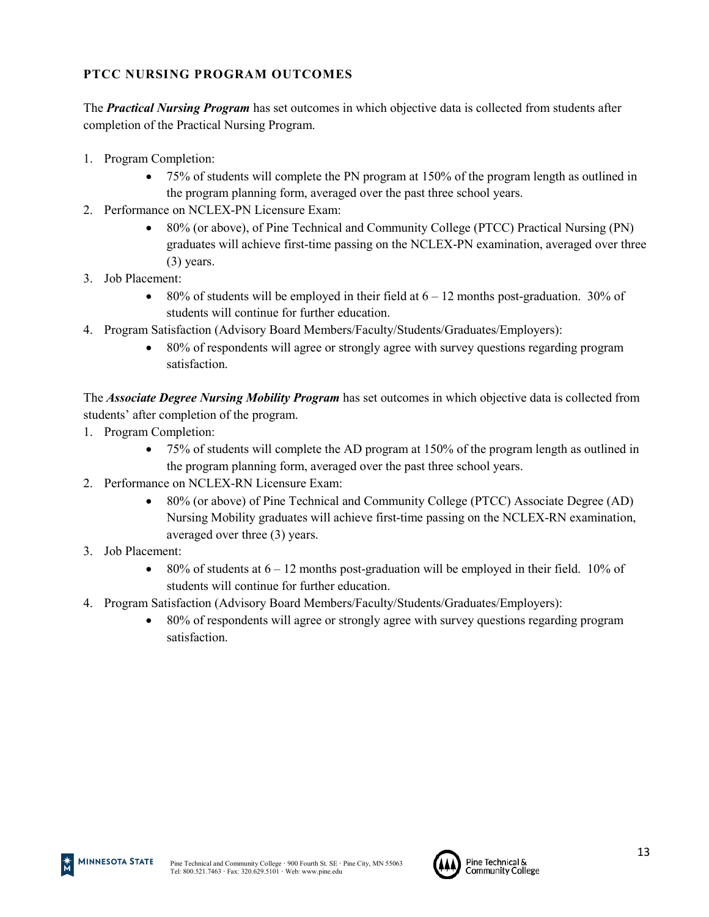## PTCC NURSING PROGRAM OUTCOMES

The ***Practical Nursing Program*** has set outcomes in which objective data is collected from students after completion of the Practical Nursing Program.

1. Program Completion:
   - 75% of students will complete the PN program at 150% of the program length as outlined in the program planning form, averaged over the past three school years.
2. Performance on NCLEX-PN Licensure Exam:
   - 80% (or above), of Pine Technical and Community College (PTCC) Practical Nursing (PN) graduates will achieve first-time passing on the NCLEX-PN examination, averaged over three (3) years.
3. Job Placement:
   - 80% of students will be employed in their field at 6 – 12 months post-graduation. 30% of students will continue for further education.
4. Program Satisfaction (Advisory Board Members/Faculty/Students/Graduates/Employers):
   - 80% of respondents will agree or strongly agree with survey questions regarding program satisfaction.

The ***Associate Degree Nursing Mobility Program*** has set outcomes in which objective data is collected from students' after completion of the program.

1. Program Completion:
   - 75% of students will complete the AD program at 150% of the program length as outlined in the program planning form, averaged over the past three school years.
2. Performance on NCLEX-RN Licensure Exam:
   - 80% (or above) of Pine Technical and Community College (PTCC) Associate Degree (AD) Nursing Mobility graduates will achieve first-time passing on the NCLEX-RN examination, averaged over three (3) years.
3. Job Placement:
   - 80% of students at 6 – 12 months post-graduation will be employed in their field. 10% of students will continue for further education.
4. Program Satisfaction (Advisory Board Members/Faculty/Students/Graduates/Employers):
   - 80% of respondents will agree or strongly agree with survey questions regarding program satisfaction.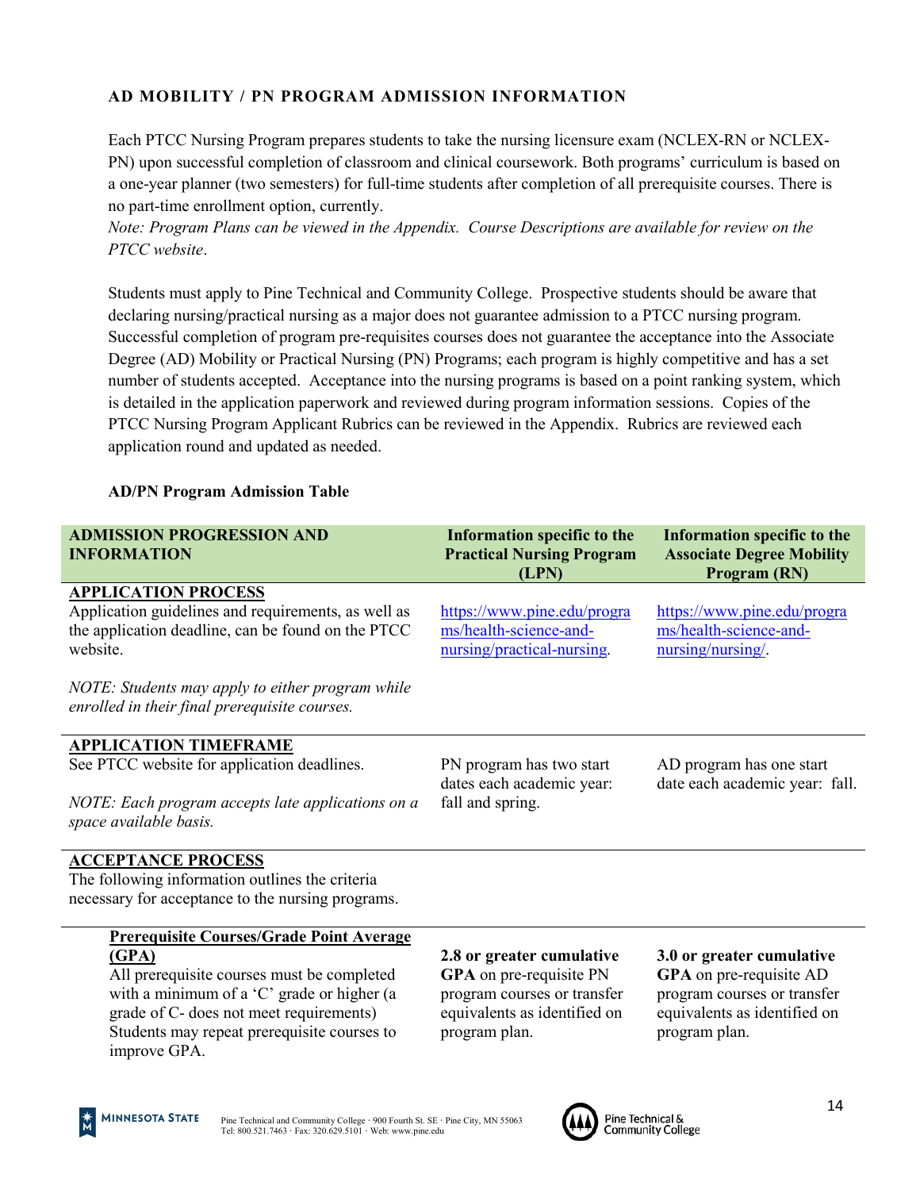## AD MOBILITY / PN PROGRAM ADMISSION INFORMATION

Each PTCC Nursing Program prepares students to take the nursing licensure exam (NCLEX-RN or NCLEX-PN) upon successful completion of classroom and clinical coursework. Both programs' curriculum is based on a one-year planner (two semesters) for full-time students after completion of all prerequisite courses. There is no part-time enrollment option, currently.

*Note: Program Plans can be viewed in the Appendix. Course Descriptions are available for review on the PTCC website*.

Students must apply to Pine Technical and Community College. Prospective students should be aware that declaring nursing/practical nursing as a major does not guarantee admission to a PTCC nursing program. Successful completion of program pre-requisites courses does not guarantee the acceptance into the Associate Degree (AD) Mobility or Practical Nursing (PN) Programs; each program is highly competitive and has a set number of students accepted. Acceptance into the nursing programs is based on a point ranking system, which is detailed in the application paperwork and reviewed during program information sessions. Copies of the PTCC Nursing Program Applicant Rubrics can be reviewed in the Appendix. Rubrics are reviewed each application round and updated as needed.

**AD/PN Program Admission Table**

| **ADMISSION PROGRESSION AND INFORMATION** | **Information specific to the Practical Nursing Program (LPN)** | **Information specific to the Associate Degree Mobility Program (RN)** |
|---|---|---|
| **APPLICATION PROCESS**<br>Application guidelines and requirements, as well as the application deadline, can be found on the PTCC website.<br><br>*NOTE: Students may apply to either program while enrolled in their final prerequisite courses.* | https://www.pine.edu/programs/health-science-and-nursing/practical-nursing. | https://www.pine.edu/programs/health-science-and-nursing/nursing/. |
| **APPLICATION TIMEFRAME**<br>See PTCC website for application deadlines.<br><br>*NOTE: Each program accepts late applications on a space available basis.* | PN program has two start dates each academic year: fall and spring. | AD program has one start date each academic year: fall. |
| **ACCEPTANCE PROCESS**<br>The following information outlines the criteria necessary for acceptance to the nursing programs. | | |
| **Prerequisite Courses/Grade Point Average (GPA)**<br>All prerequisite courses must be completed with a minimum of a 'C' grade or higher (a grade of C- does not meet requirements) Students may repeat prerequisite courses to improve GPA. | **2.8 or greater cumulative GPA** on pre-requisite PN program courses or transfer equivalents as identified on program plan. | **3.0 or greater cumulative GPA** on pre-requisite AD program courses or transfer equivalents as identified on program plan. |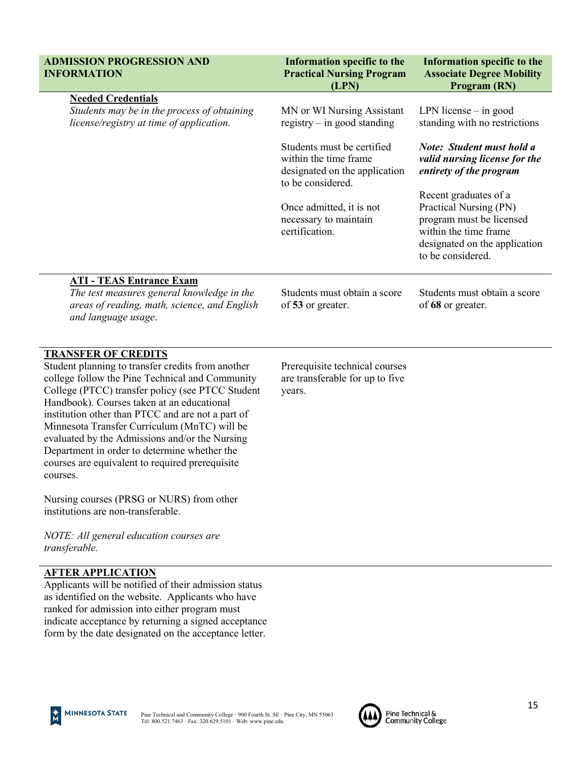| ADMISSION PROGRESSION AND INFORMATION | Information specific to the Practical Nursing Program (LPN) | Information specific to the Associate Degree Mobility Program (RN) |
|---|---|---|
| **Needed Credentials**<br>*Students may be in the process of obtaining license/registry at time of application.* | MN or WI Nursing Assistant registry – in good standing<br><br>Students must be certified within the time frame designated on the application to be considered.<br><br>Once admitted, it is not necessary to maintain certification. | LPN license – in good standing with no restrictions<br><br>***Note: Student must hold a valid nursing license for the entirety of the program***<br><br>Recent graduates of a Practical Nursing (PN) program must be licensed within the time frame designated on the application to be considered. |
| **ATI - TEAS Entrance Exam**<br>*The test measures general knowledge in the areas of reading, math, science, and English and language usage.* | Students must obtain a score of **53** or greater. | Students must obtain a score of **68** or greater. |
| **TRANSFER OF CREDITS**<br>Student planning to transfer credits from another college follow the Pine Technical and Community College (PTCC) transfer policy (see PTCC Student Handbook). Courses taken at an educational institution other than PTCC and are not a part of Minnesota Transfer Curriculum (MnTC) will be evaluated by the Admissions and/or the Nursing Department in order to determine whether the courses are equivalent to required prerequisite courses.<br><br>Nursing courses (PRSG or NURS) from other institutions are non-transferable.<br><br>*NOTE: All general education courses are transferable.* | Prerequisite technical courses are transferable for up to five years. | |
| **AFTER APPLICATION**<br>Applicants will be notified of their admission status as identified on the website. Applicants who have ranked for admission into either program must indicate acceptance by returning a signed acceptance form by the date designated on the acceptance letter. | | |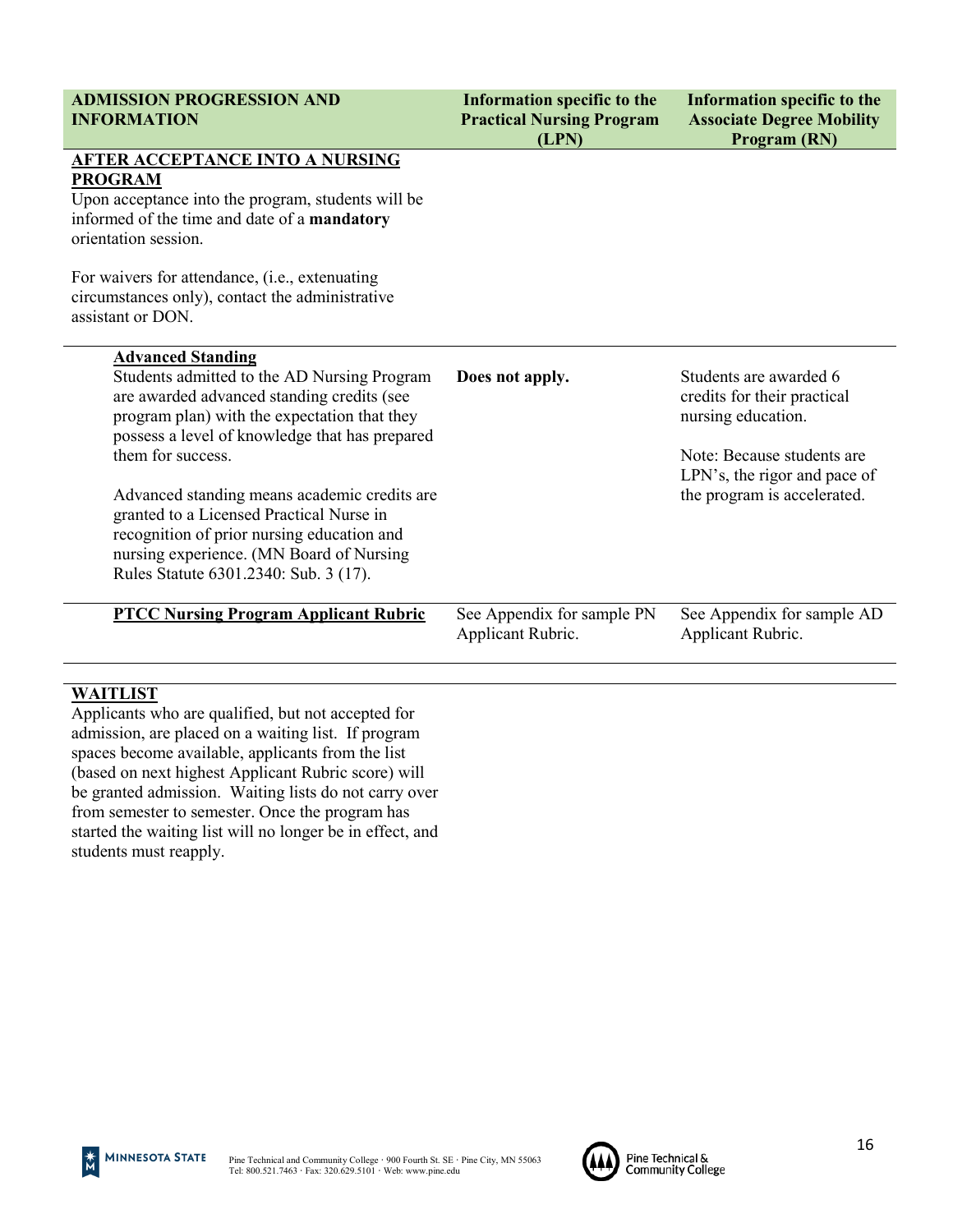| ADMISSION PROGRESSION AND INFORMATION | Information specific to the Practical Nursing Program (LPN) | Information specific to the Associate Degree Mobility Program (RN) |
|---|---|---|
| **AFTER ACCEPTANCE INTO A NURSING PROGRAM**<br>Upon acceptance into the program, students will be informed of the time and date of a **mandatory** orientation session.<br><br>For waivers for attendance, (i.e., extenuating circumstances only), contact the administrative assistant or DON. | | |
| **Advanced Standing**<br>Students admitted to the AD Nursing Program are awarded advanced standing credits (see program plan) with the expectation that they possess a level of knowledge that has prepared them for success.<br><br>Advanced standing means academic credits are granted to a Licensed Practical Nurse in recognition of prior nursing education and nursing experience. (MN Board of Nursing Rules Statute 6301.2340: Sub. 3 (17). | **Does not apply.** | Students are awarded 6 credits for their practical nursing education.<br><br>Note: Because students are LPN's, the rigor and pace of the program is accelerated. |
| **PTCC Nursing Program Applicant Rubric** | See Appendix for sample PN Applicant Rubric. | See Appendix for sample AD Applicant Rubric. |

**WAITLIST**

Applicants who are qualified, but not accepted for admission, are placed on a waiting list. If program spaces become available, applicants from the list (based on next highest Applicant Rubric score) will be granted admission. Waiting lists do not carry over from semester to semester. Once the program has started the waiting list will no longer be in effect, and students must reapply.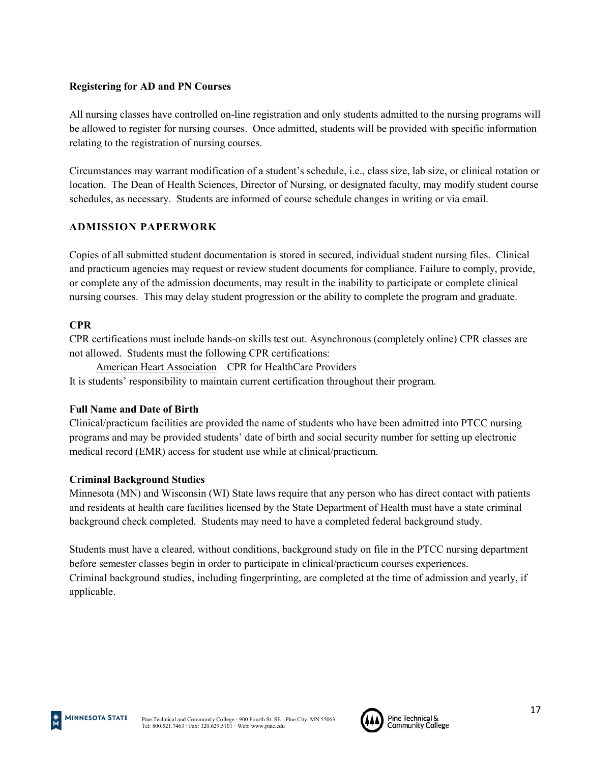**Registering for AD and PN Courses**

All nursing classes have controlled on-line registration and only students admitted to the nursing programs will be allowed to register for nursing courses. Once admitted, students will be provided with specific information relating to the registration of nursing courses.

Circumstances may warrant modification of a student's schedule, i.e., class size, lab size, or clinical rotation or location. The Dean of Health Sciences, Director of Nursing, or designated faculty, may modify student course schedules, as necessary. Students are informed of course schedule changes in writing or via email.

## ADMISSION PAPERWORK

Copies of all submitted student documentation is stored in secured, individual student nursing files. Clinical and practicum agencies may request or review student documents for compliance. Failure to comply, provide, or complete any of the admission documents, may result in the inability to participate or complete clinical nursing courses. This may delay student progression or the ability to complete the program and graduate.

**CPR**

CPR certifications must include hands-on skills test out. Asynchronous (completely online) CPR classes are not allowed. Students must the following CPR certifications:

American Heart Association CPR for HealthCare Providers

It is students' responsibility to maintain current certification throughout their program.

**Full Name and Date of Birth**

Clinical/practicum facilities are provided the name of students who have been admitted into PTCC nursing programs and may be provided students' date of birth and social security number for setting up electronic medical record (EMR) access for student use while at clinical/practicum.

**Criminal Background Studies**

Minnesota (MN) and Wisconsin (WI) State laws require that any person who has direct contact with patients and residents at health care facilities licensed by the State Department of Health must have a state criminal background check completed. Students may need to have a completed federal background study.

Students must have a cleared, without conditions, background study on file in the PTCC nursing department before semester classes begin in order to participate in clinical/practicum courses experiences.
Criminal background studies, including fingerprinting, are completed at the time of admission and yearly, if applicable.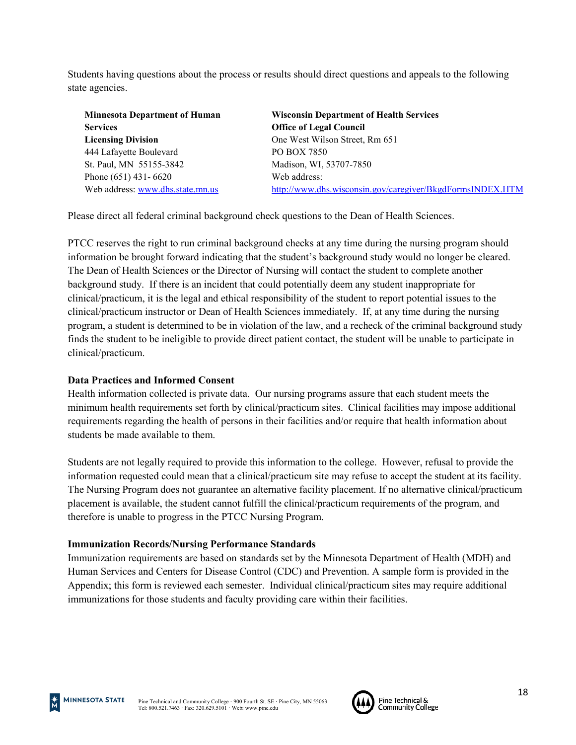Students having questions about the process or results should direct questions and appeals to the following state agencies.

**Minnesota Department of Human Services**
**Licensing Division**
444 Lafayette Boulevard
St. Paul, MN 55155-3842
Phone (651) 431- 6620
Web address: [www.dhs.state.mn.us](http://www.dhs.state.mn.us)

**Wisconsin Department of Health Services**
**Office of Legal Council**
One West Wilson Street, Rm 651
PO BOX 7850
Madison, WI, 53707-7850
Web address:
[http://www.dhs.wisconsin.gov/caregiver/BkgdFormsINDEX.HTM](http://www.dhs.wisconsin.gov/caregiver/BkgdFormsINDEX.HTM)

Please direct all federal criminal background check questions to the Dean of Health Sciences.

PTCC reserves the right to run criminal background checks at any time during the nursing program should information be brought forward indicating that the student's background study would no longer be cleared. The Dean of Health Sciences or the Director of Nursing will contact the student to complete another background study. If there is an incident that could potentially deem any student inappropriate for clinical/practicum, it is the legal and ethical responsibility of the student to report potential issues to the clinical/practicum instructor or Dean of Health Sciences immediately. If, at any time during the nursing program, a student is determined to be in violation of the law, and a recheck of the criminal background study finds the student to be ineligible to provide direct patient contact, the student will be unable to participate in clinical/practicum.

**Data Practices and Informed Consent**

Health information collected is private data. Our nursing programs assure that each student meets the minimum health requirements set forth by clinical/practicum sites. Clinical facilities may impose additional requirements regarding the health of persons in their facilities and/or require that health information about students be made available to them.

Students are not legally required to provide this information to the college. However, refusal to provide the information requested could mean that a clinical/practicum site may refuse to accept the student at its facility. The Nursing Program does not guarantee an alternative facility placement. If no alternative clinical/practicum placement is available, the student cannot fulfill the clinical/practicum requirements of the program, and therefore is unable to progress in the PTCC Nursing Program.

**Immunization Records/Nursing Performance Standards**

Immunization requirements are based on standards set by the Minnesota Department of Health (MDH) and Human Services and Centers for Disease Control (CDC) and Prevention. A sample form is provided in the Appendix; this form is reviewed each semester. Individual clinical/practicum sites may require additional immunizations for those students and faculty providing care within their facilities.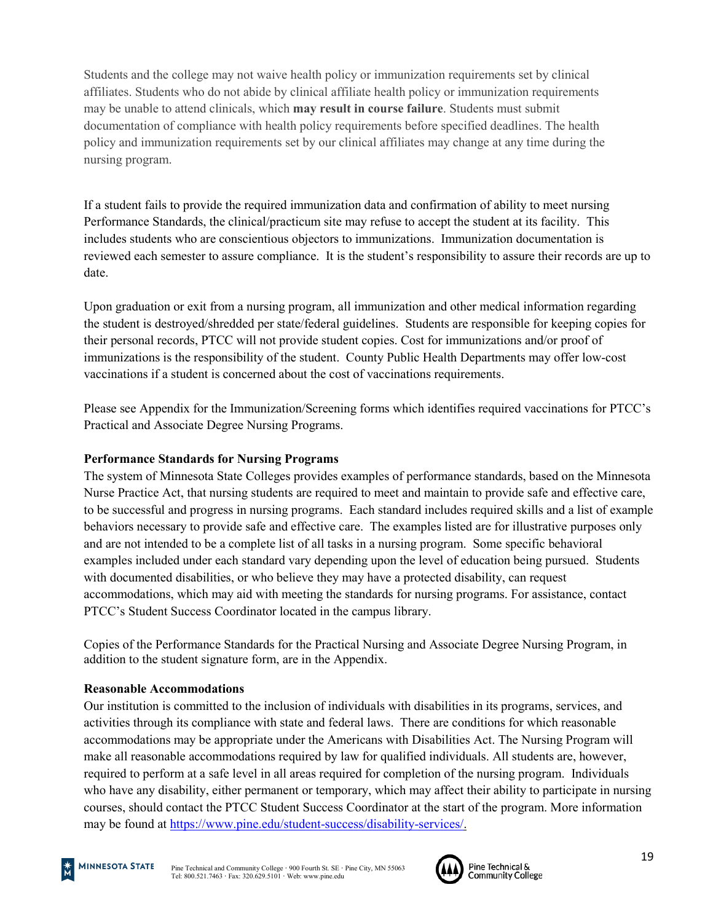Students and the college may not waive health policy or immunization requirements set by clinical affiliates. Students who do not abide by clinical affiliate health policy or immunization requirements may be unable to attend clinicals, which **may result in course failure**. Students must submit documentation of compliance with health policy requirements before specified deadlines. The health policy and immunization requirements set by our clinical affiliates may change at any time during the nursing program.

If a student fails to provide the required immunization data and confirmation of ability to meet nursing Performance Standards, the clinical/practicum site may refuse to accept the student at its facility. This includes students who are conscientious objectors to immunizations. Immunization documentation is reviewed each semester to assure compliance. It is the student's responsibility to assure their records are up to date.

Upon graduation or exit from a nursing program, all immunization and other medical information regarding the student is destroyed/shredded per state/federal guidelines. Students are responsible for keeping copies for their personal records, PTCC will not provide student copies. Cost for immunizations and/or proof of immunizations is the responsibility of the student. County Public Health Departments may offer low-cost vaccinations if a student is concerned about the cost of vaccinations requirements.

Please see Appendix for the Immunization/Screening forms which identifies required vaccinations for PTCC's Practical and Associate Degree Nursing Programs.

**Performance Standards for Nursing Programs**

The system of Minnesota State Colleges provides examples of performance standards, based on the Minnesota Nurse Practice Act, that nursing students are required to meet and maintain to provide safe and effective care, to be successful and progress in nursing programs. Each standard includes required skills and a list of example behaviors necessary to provide safe and effective care. The examples listed are for illustrative purposes only and are not intended to be a complete list of all tasks in a nursing program. Some specific behavioral examples included under each standard vary depending upon the level of education being pursued. Students with documented disabilities, or who believe they may have a protected disability, can request accommodations, which may aid with meeting the standards for nursing programs. For assistance, contact PTCC's Student Success Coordinator located in the campus library.

Copies of the Performance Standards for the Practical Nursing and Associate Degree Nursing Program, in addition to the student signature form, are in the Appendix.

**Reasonable Accommodations**

Our institution is committed to the inclusion of individuals with disabilities in its programs, services, and activities through its compliance with state and federal laws. There are conditions for which reasonable accommodations may be appropriate under the Americans with Disabilities Act. The Nursing Program will make all reasonable accommodations required by law for qualified individuals. All students are, however, required to perform at a safe level in all areas required for completion of the nursing program. Individuals who have any disability, either permanent or temporary, which may affect their ability to participate in nursing courses, should contact the PTCC Student Success Coordinator at the start of the program. More information may be found at https://www.pine.edu/student-success/disability-services/.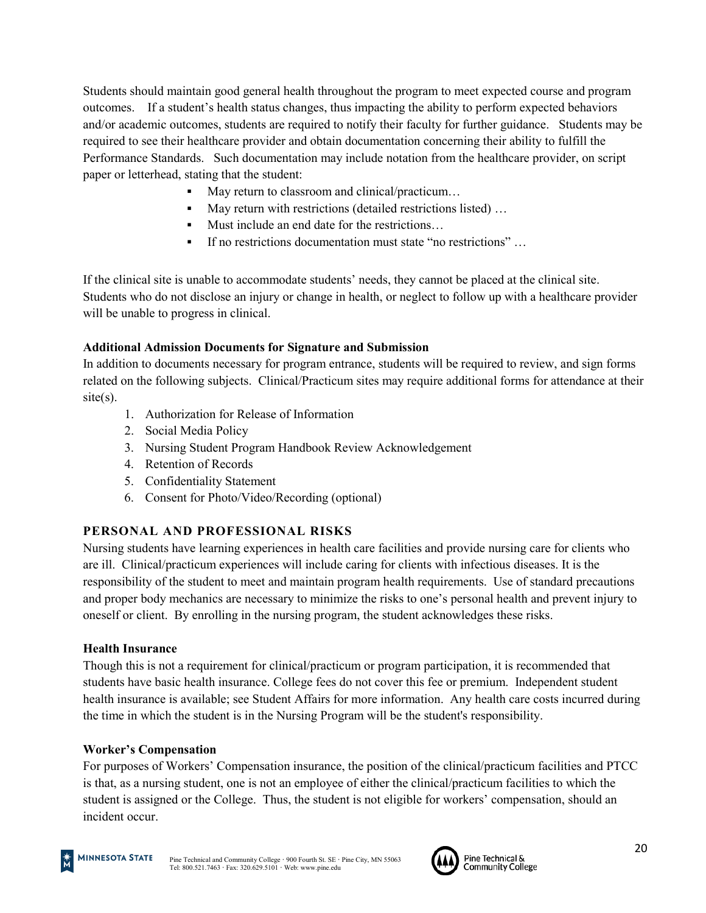Students should maintain good general health throughout the program to meet expected course and program outcomes. If a student's health status changes, thus impacting the ability to perform expected behaviors and/or academic outcomes, students are required to notify their faculty for further guidance. Students may be required to see their healthcare provider and obtain documentation concerning their ability to fulfill the Performance Standards. Such documentation may include notation from the healthcare provider, on script paper or letterhead, stating that the student:

- May return to classroom and clinical/practicum…
- May return with restrictions (detailed restrictions listed) …
- Must include an end date for the restrictions…
- If no restrictions documentation must state "no restrictions" …

If the clinical site is unable to accommodate students' needs, they cannot be placed at the clinical site. Students who do not disclose an injury or change in health, or neglect to follow up with a healthcare provider will be unable to progress in clinical.

**Additional Admission Documents for Signature and Submission**

In addition to documents necessary for program entrance, students will be required to review, and sign forms related on the following subjects. Clinical/Practicum sites may require additional forms for attendance at their site(s).

1. Authorization for Release of Information
2. Social Media Policy
3. Nursing Student Program Handbook Review Acknowledgement
4. Retention of Records
5. Confidentiality Statement
6. Consent for Photo/Video/Recording (optional)

## PERSONAL AND PROFESSIONAL RISKS

Nursing students have learning experiences in health care facilities and provide nursing care for clients who are ill. Clinical/practicum experiences will include caring for clients with infectious diseases. It is the responsibility of the student to meet and maintain program health requirements. Use of standard precautions and proper body mechanics are necessary to minimize the risks to one's personal health and prevent injury to oneself or client. By enrolling in the nursing program, the student acknowledges these risks.

**Health Insurance**

Though this is not a requirement for clinical/practicum or program participation, it is recommended that students have basic health insurance. College fees do not cover this fee or premium. Independent student health insurance is available; see Student Affairs for more information. Any health care costs incurred during the time in which the student is in the Nursing Program will be the student's responsibility.

**Worker's Compensation**

For purposes of Workers' Compensation insurance, the position of the clinical/practicum facilities and PTCC is that, as a nursing student, one is not an employee of either the clinical/practicum facilities to which the student is assigned or the College. Thus, the student is not eligible for workers' compensation, should an incident occur.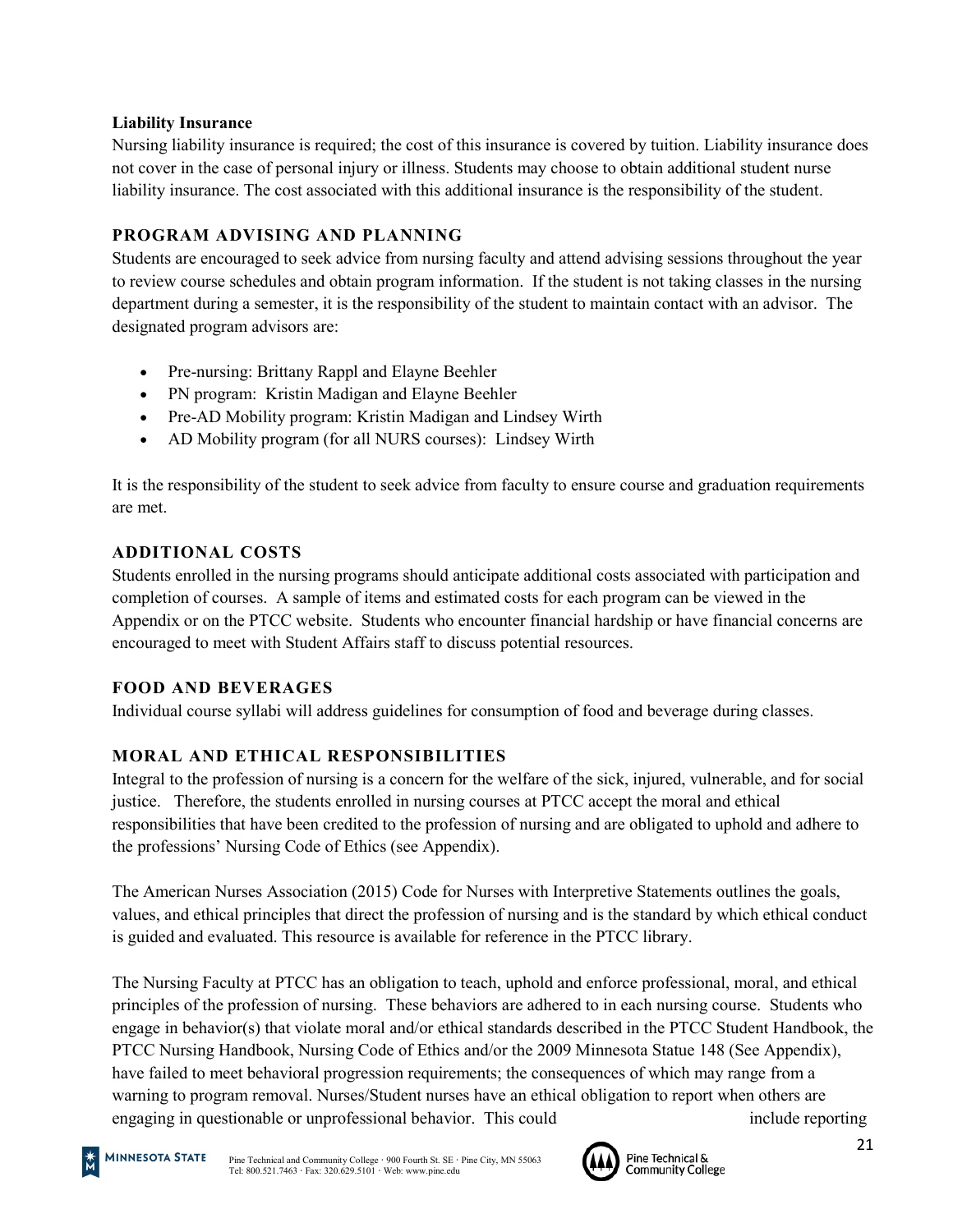**Liability Insurance**

Nursing liability insurance is required; the cost of this insurance is covered by tuition. Liability insurance does not cover in the case of personal injury or illness. Students may choose to obtain additional student nurse liability insurance. The cost associated with this additional insurance is the responsibility of the student.

## PROGRAM ADVISING AND PLANNING

Students are encouraged to seek advice from nursing faculty and attend advising sessions throughout the year to review course schedules and obtain program information. If the student is not taking classes in the nursing department during a semester, it is the responsibility of the student to maintain contact with an advisor. The designated program advisors are:

- Pre-nursing: Brittany Rappl and Elayne Beehler
- PN program: Kristin Madigan and Elayne Beehler
- Pre-AD Mobility program: Kristin Madigan and Lindsey Wirth
- AD Mobility program (for all NURS courses): Lindsey Wirth

It is the responsibility of the student to seek advice from faculty to ensure course and graduation requirements are met.

## ADDITIONAL COSTS

Students enrolled in the nursing programs should anticipate additional costs associated with participation and completion of courses. A sample of items and estimated costs for each program can be viewed in the Appendix or on the PTCC website. Students who encounter financial hardship or have financial concerns are encouraged to meet with Student Affairs staff to discuss potential resources.

## FOOD AND BEVERAGES

Individual course syllabi will address guidelines for consumption of food and beverage during classes.

## MORAL AND ETHICAL RESPONSIBILITIES

Integral to the profession of nursing is a concern for the welfare of the sick, injured, vulnerable, and for social justice. Therefore, the students enrolled in nursing courses at PTCC accept the moral and ethical responsibilities that have been credited to the profession of nursing and are obligated to uphold and adhere to the professions' Nursing Code of Ethics (see Appendix).

The American Nurses Association (2015) Code for Nurses with Interpretive Statements outlines the goals, values, and ethical principles that direct the profession of nursing and is the standard by which ethical conduct is guided and evaluated. This resource is available for reference in the PTCC library.

The Nursing Faculty at PTCC has an obligation to teach, uphold and enforce professional, moral, and ethical principles of the profession of nursing. These behaviors are adhered to in each nursing course. Students who engage in behavior(s) that violate moral and/or ethical standards described in the PTCC Student Handbook, the PTCC Nursing Handbook, Nursing Code of Ethics and/or the 2009 Minnesota Statue 148 (See Appendix), have failed to meet behavioral progression requirements; the consequences of which may range from a warning to program removal. Nurses/Student nurses have an ethical obligation to report when others are engaging in questionable or unprofessional behavior. This could include reporting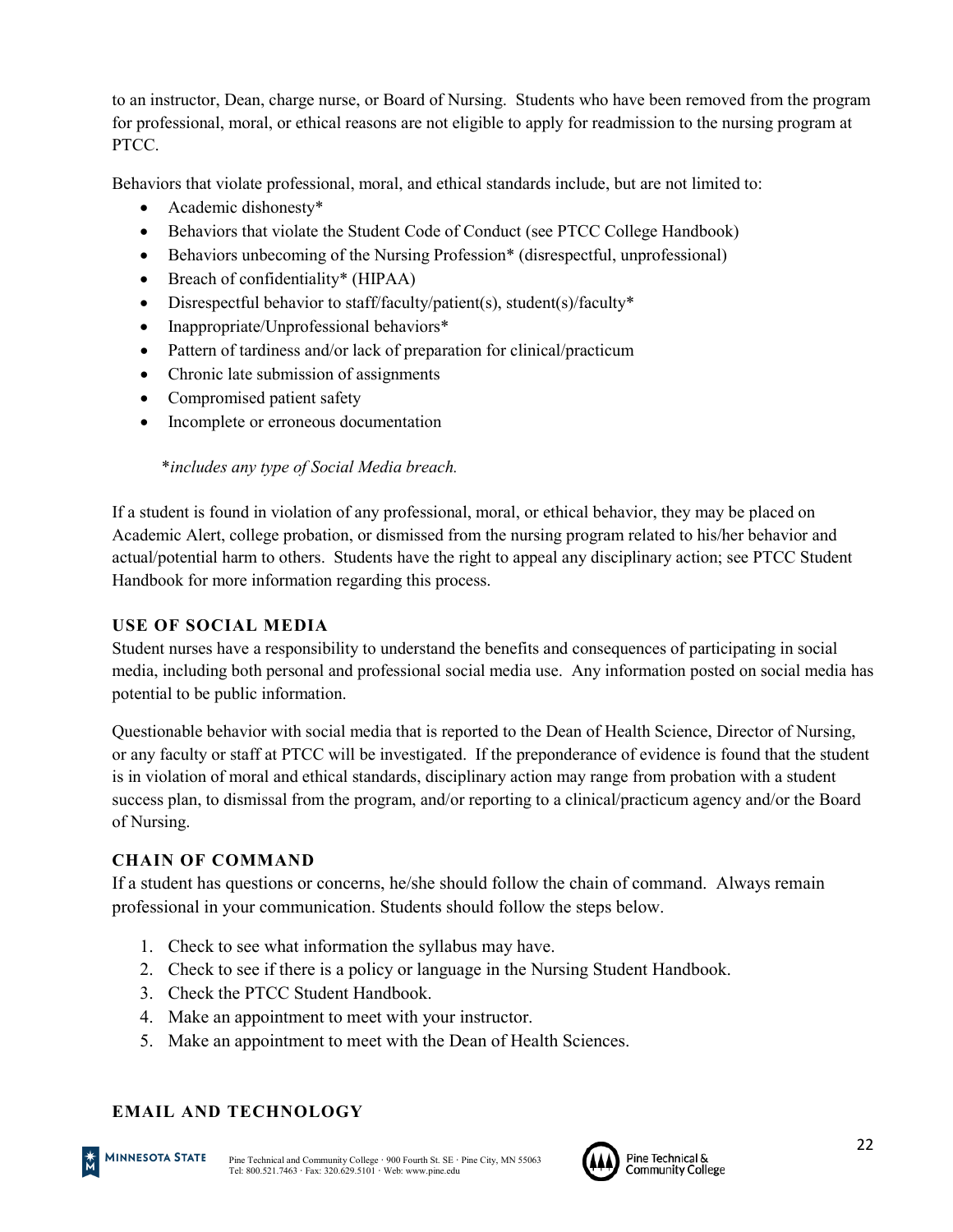to an instructor, Dean, charge nurse, or Board of Nursing. Students who have been removed from the program for professional, moral, or ethical reasons are not eligible to apply for readmission to the nursing program at PTCC.

Behaviors that violate professional, moral, and ethical standards include, but are not limited to:

- Academic dishonesty*
- Behaviors that violate the Student Code of Conduct (see PTCC College Handbook)
- Behaviors unbecoming of the Nursing Profession* (disrespectful, unprofessional)
- Breach of confidentiality* (HIPAA)
- Disrespectful behavior to staff/faculty/patient(s), student(s)/faculty*
- Inappropriate/Unprofessional behaviors*
- Pattern of tardiness and/or lack of preparation for clinical/practicum
- Chronic late submission of assignments
- Compromised patient safety
- Incomplete or erroneous documentation

*\*includes any type of Social Media breach.*

If a student is found in violation of any professional, moral, or ethical behavior, they may be placed on Academic Alert, college probation, or dismissed from the nursing program related to his/her behavior and actual/potential harm to others. Students have the right to appeal any disciplinary action; see PTCC Student Handbook for more information regarding this process.

### USE OF SOCIAL MEDIA

Student nurses have a responsibility to understand the benefits and consequences of participating in social media, including both personal and professional social media use. Any information posted on social media has potential to be public information.

Questionable behavior with social media that is reported to the Dean of Health Science, Director of Nursing, or any faculty or staff at PTCC will be investigated. If the preponderance of evidence is found that the student is in violation of moral and ethical standards, disciplinary action may range from probation with a student success plan, to dismissal from the program, and/or reporting to a clinical/practicum agency and/or the Board of Nursing.

### CHAIN OF COMMAND

If a student has questions or concerns, he/she should follow the chain of command. Always remain professional in your communication. Students should follow the steps below.

1. Check to see what information the syllabus may have.
2. Check to see if there is a policy or language in the Nursing Student Handbook.
3. Check the PTCC Student Handbook.
4. Make an appointment to meet with your instructor.
5. Make an appointment to meet with the Dean of Health Sciences.

### EMAIL AND TECHNOLOGY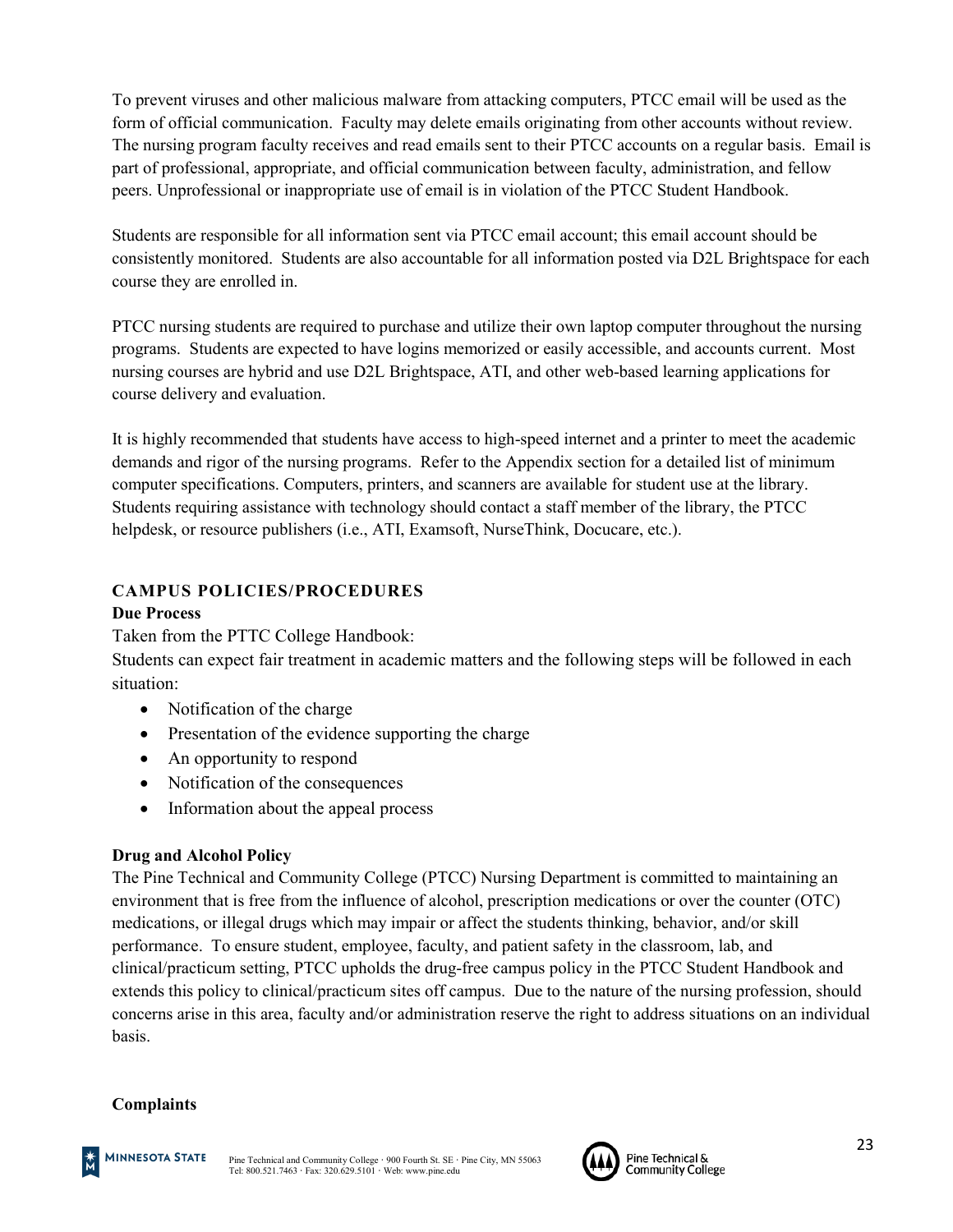To prevent viruses and other malicious malware from attacking computers, PTCC email will be used as the form of official communication. Faculty may delete emails originating from other accounts without review. The nursing program faculty receives and read emails sent to their PTCC accounts on a regular basis. Email is part of professional, appropriate, and official communication between faculty, administration, and fellow peers. Unprofessional or inappropriate use of email is in violation of the PTCC Student Handbook.

Students are responsible for all information sent via PTCC email account; this email account should be consistently monitored. Students are also accountable for all information posted via D2L Brightspace for each course they are enrolled in.

PTCC nursing students are required to purchase and utilize their own laptop computer throughout the nursing programs. Students are expected to have logins memorized or easily accessible, and accounts current. Most nursing courses are hybrid and use D2L Brightspace, ATI, and other web-based learning applications for course delivery and evaluation.

It is highly recommended that students have access to high-speed internet and a printer to meet the academic demands and rigor of the nursing programs. Refer to the Appendix section for a detailed list of minimum computer specifications. Computers, printers, and scanners are available for student use at the library. Students requiring assistance with technology should contact a staff member of the library, the PTCC helpdesk, or resource publishers (i.e., ATI, Examsoft, NurseThink, Docucare, etc.).

## CAMPUS POLICIES/PROCEDURES

### Due Process

Taken from the PTTC College Handbook:

Students can expect fair treatment in academic matters and the following steps will be followed in each situation:

- Notification of the charge
- Presentation of the evidence supporting the charge
- An opportunity to respond
- Notification of the consequences
- Information about the appeal process

### Drug and Alcohol Policy

The Pine Technical and Community College (PTCC) Nursing Department is committed to maintaining an environment that is free from the influence of alcohol, prescription medications or over the counter (OTC) medications, or illegal drugs which may impair or affect the students thinking, behavior, and/or skill performance. To ensure student, employee, faculty, and patient safety in the classroom, lab, and clinical/practicum setting, PTCC upholds the drug-free campus policy in the PTCC Student Handbook and extends this policy to clinical/practicum sites off campus. Due to the nature of the nursing profession, should concerns arise in this area, faculty and/or administration reserve the right to address situations on an individual basis.

### Complaints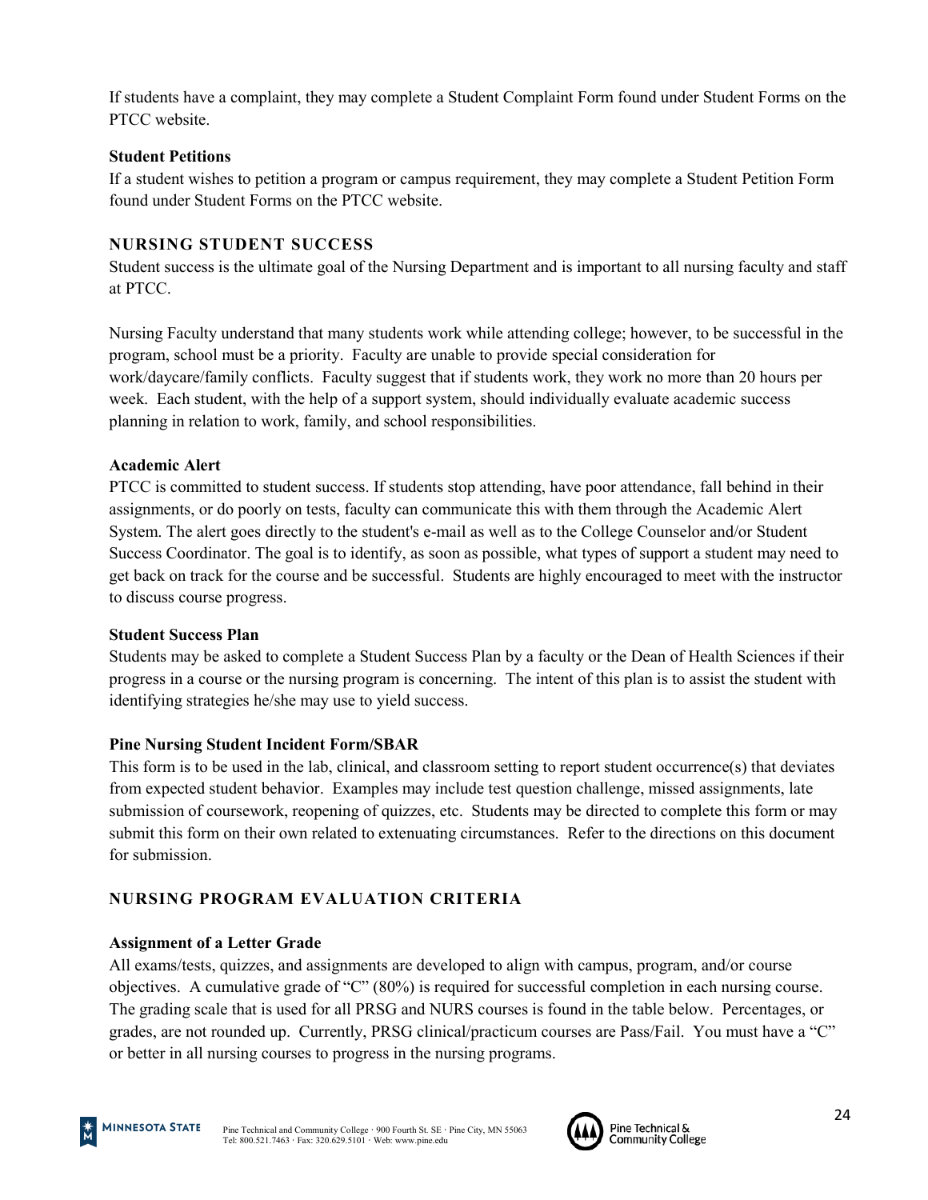If students have a complaint, they may complete a Student Complaint Form found under Student Forms on the PTCC website.

**Student Petitions**

If a student wishes to petition a program or campus requirement, they may complete a Student Petition Form found under Student Forms on the PTCC website.

## NURSING STUDENT SUCCESS

Student success is the ultimate goal of the Nursing Department and is important to all nursing faculty and staff at PTCC.

Nursing Faculty understand that many students work while attending college; however, to be successful in the program, school must be a priority. Faculty are unable to provide special consideration for work/daycare/family conflicts. Faculty suggest that if students work, they work no more than 20 hours per week. Each student, with the help of a support system, should individually evaluate academic success planning in relation to work, family, and school responsibilities.

**Academic Alert**

PTCC is committed to student success. If students stop attending, have poor attendance, fall behind in their assignments, or do poorly on tests, faculty can communicate this with them through the Academic Alert System. The alert goes directly to the student's e-mail as well as to the College Counselor and/or Student Success Coordinator. The goal is to identify, as soon as possible, what types of support a student may need to get back on track for the course and be successful. Students are highly encouraged to meet with the instructor to discuss course progress.

**Student Success Plan**

Students may be asked to complete a Student Success Plan by a faculty or the Dean of Health Sciences if their progress in a course or the nursing program is concerning. The intent of this plan is to assist the student with identifying strategies he/she may use to yield success.

**Pine Nursing Student Incident Form/SBAR**

This form is to be used in the lab, clinical, and classroom setting to report student occurrence(s) that deviates from expected student behavior. Examples may include test question challenge, missed assignments, late submission of coursework, reopening of quizzes, etc. Students may be directed to complete this form or may submit this form on their own related to extenuating circumstances. Refer to the directions on this document for submission.

## NURSING PROGRAM EVALUATION CRITERIA

**Assignment of a Letter Grade**

All exams/tests, quizzes, and assignments are developed to align with campus, program, and/or course objectives. A cumulative grade of "C" (80%) is required for successful completion in each nursing course. The grading scale that is used for all PRSG and NURS courses is found in the table below. Percentages, or grades, are not rounded up. Currently, PRSG clinical/practicum courses are Pass/Fail. You must have a "C" or better in all nursing courses to progress in the nursing programs.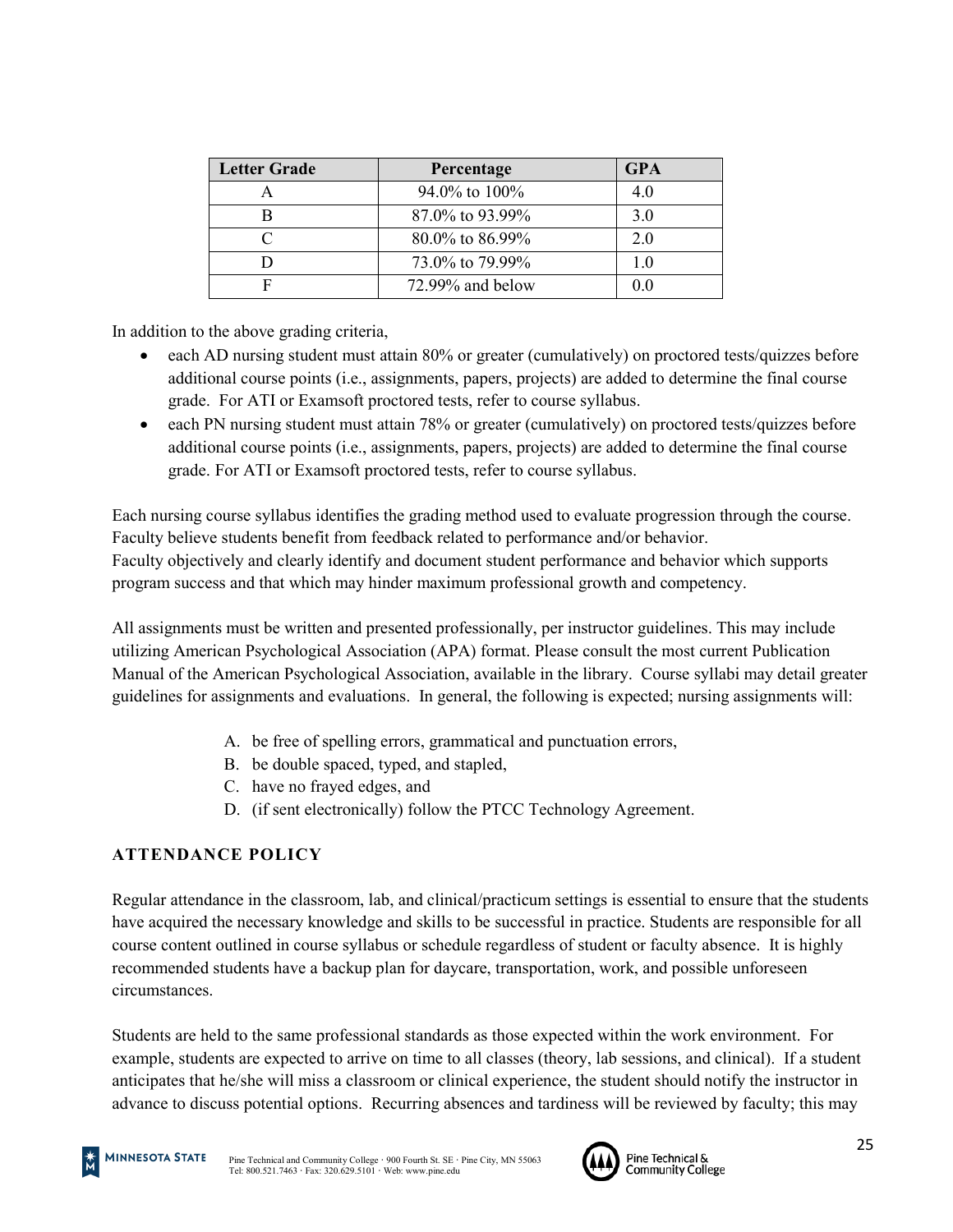| Letter Grade | Percentage | GPA |
|---|---|---|
| A | 94.0% to 100% | 4.0 |
| B | 87.0% to 93.99% | 3.0 |
| C | 80.0% to 86.99% | 2.0 |
| D | 73.0% to 79.99% | 1.0 |
| F | 72.99% and below | 0.0 |

In addition to the above grading criteria,

- each AD nursing student must attain 80% or greater (cumulatively) on proctored tests/quizzes before additional course points (i.e., assignments, papers, projects) are added to determine the final course grade. For ATI or Examsoft proctored tests, refer to course syllabus.
- each PN nursing student must attain 78% or greater (cumulatively) on proctored tests/quizzes before additional course points (i.e., assignments, papers, projects) are added to determine the final course grade. For ATI or Examsoft proctored tests, refer to course syllabus.

Each nursing course syllabus identifies the grading method used to evaluate progression through the course. Faculty believe students benefit from feedback related to performance and/or behavior. Faculty objectively and clearly identify and document student performance and behavior which supports program success and that which may hinder maximum professional growth and competency.

All assignments must be written and presented professionally, per instructor guidelines. This may include utilizing American Psychological Association (APA) format. Please consult the most current Publication Manual of the American Psychological Association, available in the library. Course syllabi may detail greater guidelines for assignments and evaluations. In general, the following is expected; nursing assignments will:

A. be free of spelling errors, grammatical and punctuation errors,
B. be double spaced, typed, and stapled,
C. have no frayed edges, and
D. (if sent electronically) follow the PTCC Technology Agreement.

## ATTENDANCE POLICY

Regular attendance in the classroom, lab, and clinical/practicum settings is essential to ensure that the students have acquired the necessary knowledge and skills to be successful in practice. Students are responsible for all course content outlined in course syllabus or schedule regardless of student or faculty absence. It is highly recommended students have a backup plan for daycare, transportation, work, and possible unforeseen circumstances.

Students are held to the same professional standards as those expected within the work environment. For example, students are expected to arrive on time to all classes (theory, lab sessions, and clinical). If a student anticipates that he/she will miss a classroom or clinical experience, the student should notify the instructor in advance to discuss potential options. Recurring absences and tardiness will be reviewed by faculty; this may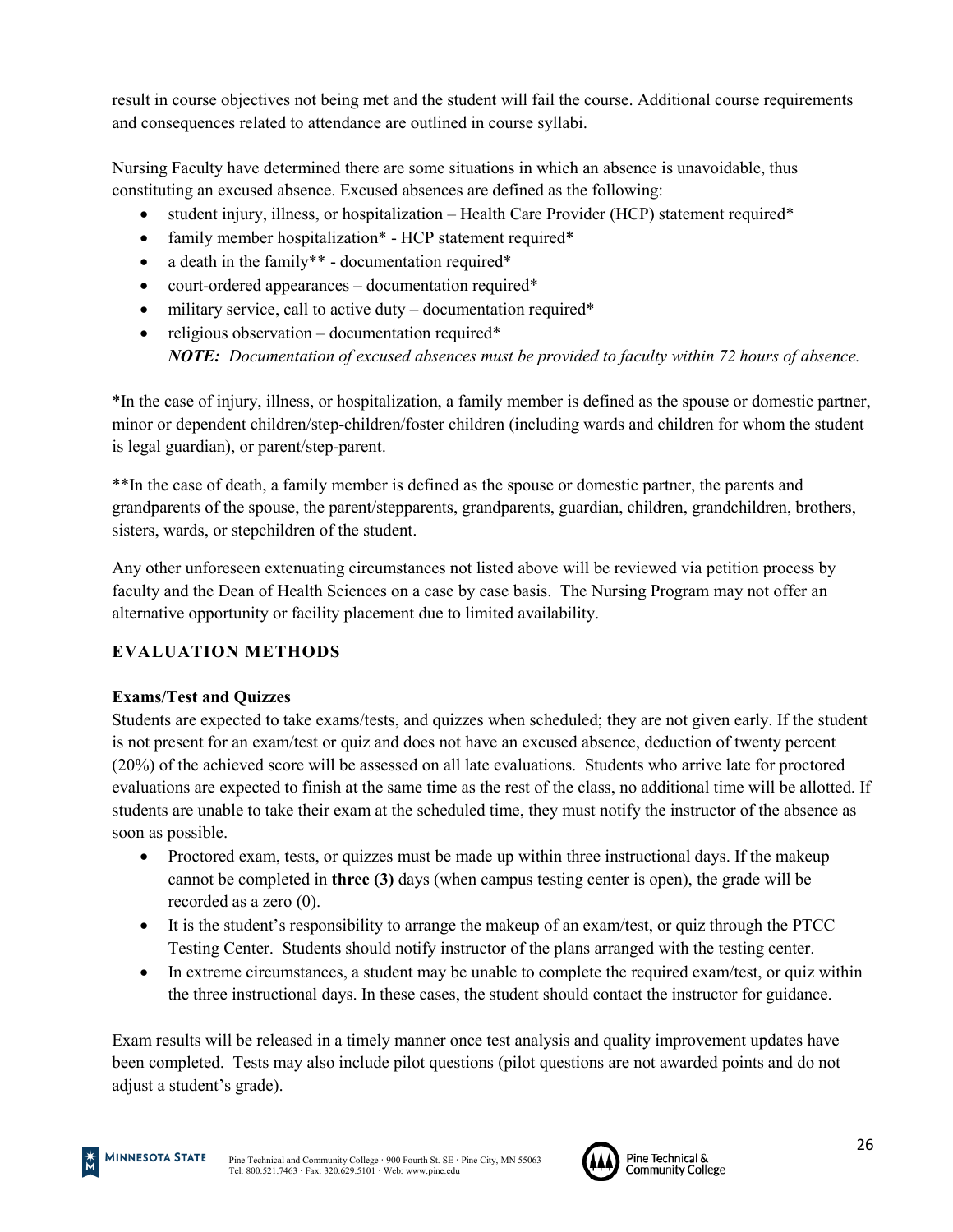result in course objectives not being met and the student will fail the course. Additional course requirements and consequences related to attendance are outlined in course syllabi.

Nursing Faculty have determined there are some situations in which an absence is unavoidable, thus constituting an excused absence. Excused absences are defined as the following:

- student injury, illness, or hospitalization – Health Care Provider (HCP) statement required*
- family member hospitalization* - HCP statement required*
- a death in the family** - documentation required*
- court-ordered appearances – documentation required*
- military service, call to active duty – documentation required*
- religious observation – documentation required*
  ***NOTE:*** *Documentation of excused absences must be provided to faculty within 72 hours of absence.*

*In the case of injury, illness, or hospitalization, a family member is defined as the spouse or domestic partner, minor or dependent children/step-children/foster children (including wards and children for whom the student is legal guardian), or parent/step-parent.

**In the case of death, a family member is defined as the spouse or domestic partner, the parents and grandparents of the spouse, the parent/stepparents, grandparents, guardian, children, grandchildren, brothers, sisters, wards, or stepchildren of the student.

Any other unforeseen extenuating circumstances not listed above will be reviewed via petition process by faculty and the Dean of Health Sciences on a case by case basis. The Nursing Program may not offer an alternative opportunity or facility placement due to limited availability.

## EVALUATION METHODS

### Exams/Test and Quizzes

Students are expected to take exams/tests, and quizzes when scheduled; they are not given early. If the student is not present for an exam/test or quiz and does not have an excused absence, deduction of twenty percent (20%) of the achieved score will be assessed on all late evaluations. Students who arrive late for proctored evaluations are expected to finish at the same time as the rest of the class, no additional time will be allotted. If students are unable to take their exam at the scheduled time, they must notify the instructor of the absence as soon as possible.

- Proctored exam, tests, or quizzes must be made up within three instructional days. If the makeup cannot be completed in **three (3)** days (when campus testing center is open), the grade will be recorded as a zero (0).
- It is the student's responsibility to arrange the makeup of an exam/test, or quiz through the PTCC Testing Center. Students should notify instructor of the plans arranged with the testing center.
- In extreme circumstances, a student may be unable to complete the required exam/test, or quiz within the three instructional days. In these cases, the student should contact the instructor for guidance.

Exam results will be released in a timely manner once test analysis and quality improvement updates have been completed. Tests may also include pilot questions (pilot questions are not awarded points and do not adjust a student's grade).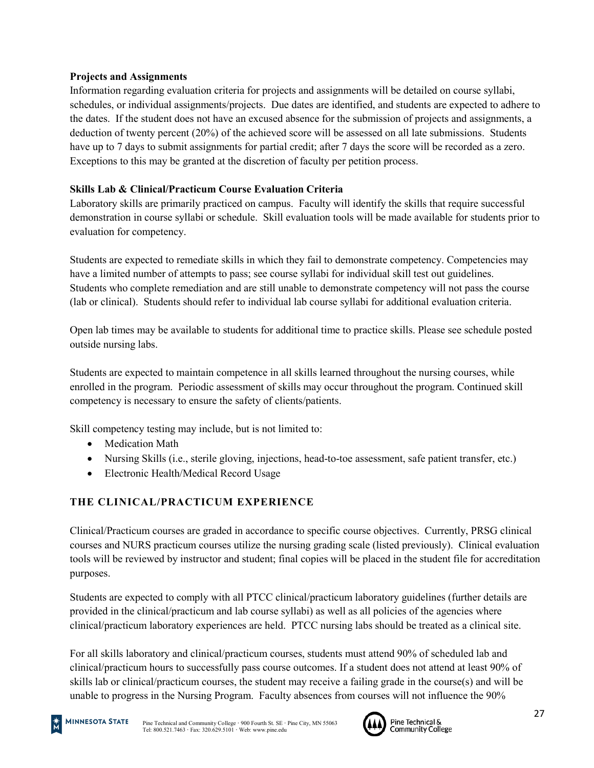**Projects and Assignments**

Information regarding evaluation criteria for projects and assignments will be detailed on course syllabi, schedules, or individual assignments/projects. Due dates are identified, and students are expected to adhere to the dates. If the student does not have an excused absence for the submission of projects and assignments, a deduction of twenty percent (20%) of the achieved score will be assessed on all late submissions. Students have up to 7 days to submit assignments for partial credit; after 7 days the score will be recorded as a zero. Exceptions to this may be granted at the discretion of faculty per petition process.

**Skills Lab & Clinical/Practicum Course Evaluation Criteria**

Laboratory skills are primarily practiced on campus. Faculty will identify the skills that require successful demonstration in course syllabi or schedule. Skill evaluation tools will be made available for students prior to evaluation for competency.

Students are expected to remediate skills in which they fail to demonstrate competency. Competencies may have a limited number of attempts to pass; see course syllabi for individual skill test out guidelines. Students who complete remediation and are still unable to demonstrate competency will not pass the course (lab or clinical). Students should refer to individual lab course syllabi for additional evaluation criteria.

Open lab times may be available to students for additional time to practice skills. Please see schedule posted outside nursing labs.

Students are expected to maintain competence in all skills learned throughout the nursing courses, while enrolled in the program. Periodic assessment of skills may occur throughout the program. Continued skill competency is necessary to ensure the safety of clients/patients.

Skill competency testing may include, but is not limited to:

- Medication Math
- Nursing Skills (i.e., sterile gloving, injections, head-to-toe assessment, safe patient transfer, etc.)
- Electronic Health/Medical Record Usage

## THE CLINICAL/PRACTICUM EXPERIENCE

Clinical/Practicum courses are graded in accordance to specific course objectives. Currently, PRSG clinical courses and NURS practicum courses utilize the nursing grading scale (listed previously). Clinical evaluation tools will be reviewed by instructor and student; final copies will be placed in the student file for accreditation purposes.

Students are expected to comply with all PTCC clinical/practicum laboratory guidelines (further details are provided in the clinical/practicum and lab course syllabi) as well as all policies of the agencies where clinical/practicum laboratory experiences are held. PTCC nursing labs should be treated as a clinical site.

For all skills laboratory and clinical/practicum courses, students must attend 90% of scheduled lab and clinical/practicum hours to successfully pass course outcomes. If a student does not attend at least 90% of skills lab or clinical/practicum courses, the student may receive a failing grade in the course(s) and will be unable to progress in the Nursing Program. Faculty absences from courses will not influence the 90%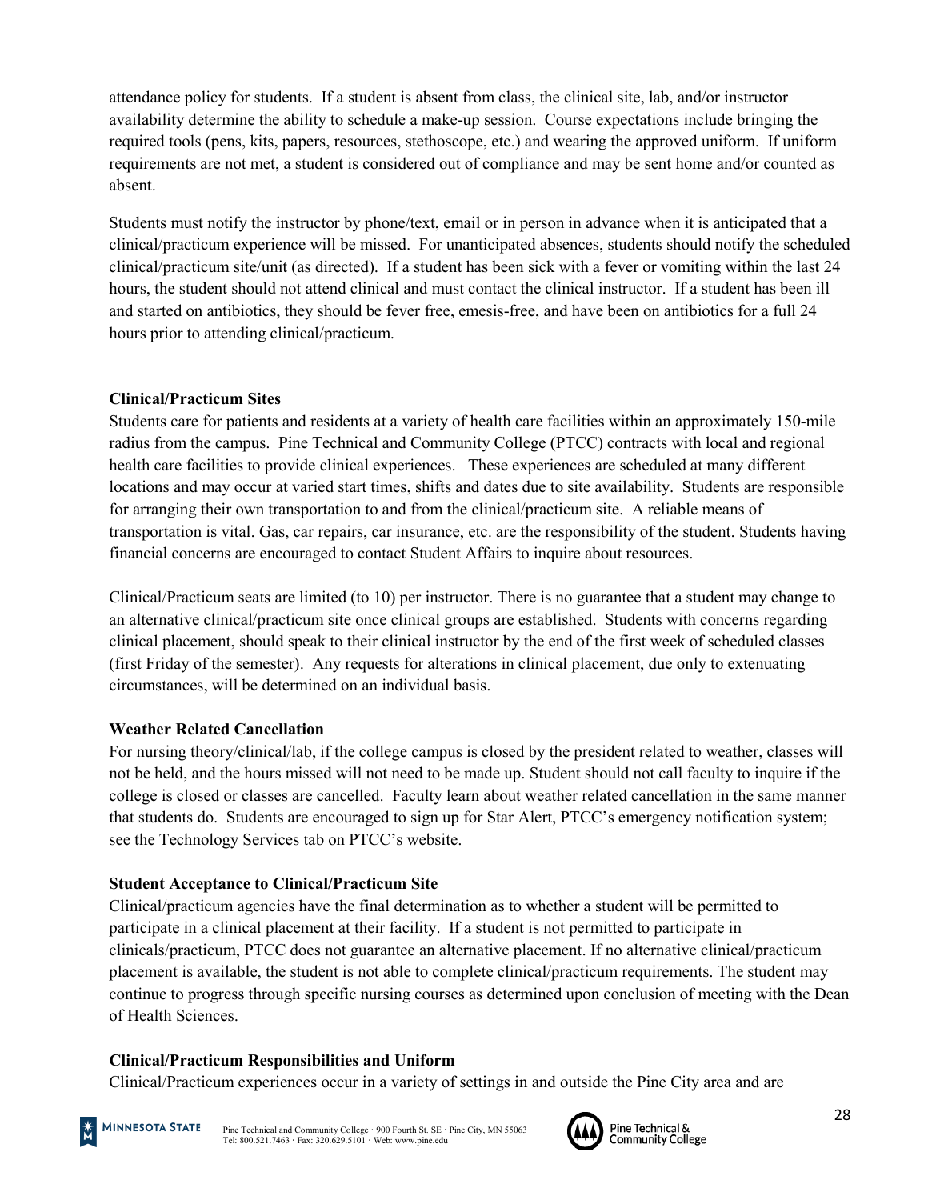attendance policy for students. If a student is absent from class, the clinical site, lab, and/or instructor availability determine the ability to schedule a make-up session. Course expectations include bringing the required tools (pens, kits, papers, resources, stethoscope, etc.) and wearing the approved uniform. If uniform requirements are not met, a student is considered out of compliance and may be sent home and/or counted as absent.

Students must notify the instructor by phone/text, email or in person in advance when it is anticipated that a clinical/practicum experience will be missed. For unanticipated absences, students should notify the scheduled clinical/practicum site/unit (as directed). If a student has been sick with a fever or vomiting within the last 24 hours, the student should not attend clinical and must contact the clinical instructor. If a student has been ill and started on antibiotics, they should be fever free, emesis-free, and have been on antibiotics for a full 24 hours prior to attending clinical/practicum.

**Clinical/Practicum Sites**

Students care for patients and residents at a variety of health care facilities within an approximately 150-mile radius from the campus. Pine Technical and Community College (PTCC) contracts with local and regional health care facilities to provide clinical experiences. These experiences are scheduled at many different locations and may occur at varied start times, shifts and dates due to site availability. Students are responsible for arranging their own transportation to and from the clinical/practicum site. A reliable means of transportation is vital. Gas, car repairs, car insurance, etc. are the responsibility of the student. Students having financial concerns are encouraged to contact Student Affairs to inquire about resources.

Clinical/Practicum seats are limited (to 10) per instructor. There is no guarantee that a student may change to an alternative clinical/practicum site once clinical groups are established. Students with concerns regarding clinical placement, should speak to their clinical instructor by the end of the first week of scheduled classes (first Friday of the semester). Any requests for alterations in clinical placement, due only to extenuating circumstances, will be determined on an individual basis.

**Weather Related Cancellation**

For nursing theory/clinical/lab, if the college campus is closed by the president related to weather, classes will not be held, and the hours missed will not need to be made up. Student should not call faculty to inquire if the college is closed or classes are cancelled. Faculty learn about weather related cancellation in the same manner that students do. Students are encouraged to sign up for Star Alert, PTCC's emergency notification system; see the Technology Services tab on PTCC's website.

**Student Acceptance to Clinical/Practicum Site**

Clinical/practicum agencies have the final determination as to whether a student will be permitted to participate in a clinical placement at their facility. If a student is not permitted to participate in clinicals/practicum, PTCC does not guarantee an alternative placement. If no alternative clinical/practicum placement is available, the student is not able to complete clinical/practicum requirements. The student may continue to progress through specific nursing courses as determined upon conclusion of meeting with the Dean of Health Sciences.

**Clinical/Practicum Responsibilities and Uniform**

Clinical/Practicum experiences occur in a variety of settings in and outside the Pine City area and are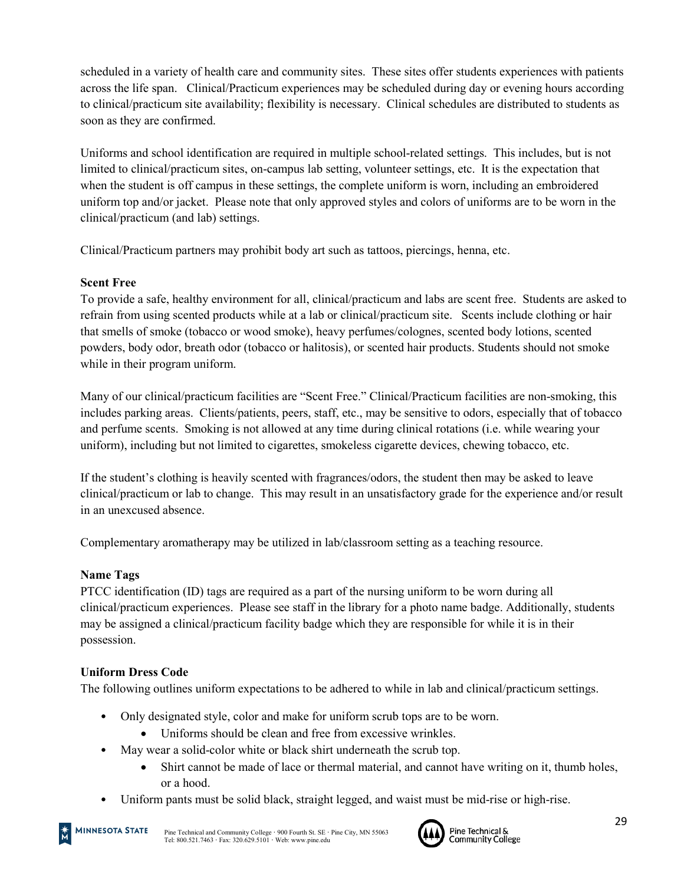scheduled in a variety of health care and community sites. These sites offer students experiences with patients across the life span. Clinical/Practicum experiences may be scheduled during day or evening hours according to clinical/practicum site availability; flexibility is necessary. Clinical schedules are distributed to students as soon as they are confirmed.

Uniforms and school identification are required in multiple school-related settings. This includes, but is not limited to clinical/practicum sites, on-campus lab setting, volunteer settings, etc. It is the expectation that when the student is off campus in these settings, the complete uniform is worn, including an embroidered uniform top and/or jacket. Please note that only approved styles and colors of uniforms are to be worn in the clinical/practicum (and lab) settings.

Clinical/Practicum partners may prohibit body art such as tattoos, piercings, henna, etc.

**Scent Free**

To provide a safe, healthy environment for all, clinical/practicum and labs are scent free. Students are asked to refrain from using scented products while at a lab or clinical/practicum site. Scents include clothing or hair that smells of smoke (tobacco or wood smoke), heavy perfumes/colognes, scented body lotions, scented powders, body odor, breath odor (tobacco or halitosis), or scented hair products. Students should not smoke while in their program uniform.

Many of our clinical/practicum facilities are "Scent Free." Clinical/Practicum facilities are non-smoking, this includes parking areas. Clients/patients, peers, staff, etc., may be sensitive to odors, especially that of tobacco and perfume scents. Smoking is not allowed at any time during clinical rotations (i.e. while wearing your uniform), including but not limited to cigarettes, smokeless cigarette devices, chewing tobacco, etc.

If the student's clothing is heavily scented with fragrances/odors, the student then may be asked to leave clinical/practicum or lab to change. This may result in an unsatisfactory grade for the experience and/or result in an unexcused absence.

Complementary aromatherapy may be utilized in lab/classroom setting as a teaching resource.

**Name Tags**

PTCC identification (ID) tags are required as a part of the nursing uniform to be worn during all clinical/practicum experiences. Please see staff in the library for a photo name badge. Additionally, students may be assigned a clinical/practicum facility badge which they are responsible for while it is in their possession.

**Uniform Dress Code**

The following outlines uniform expectations to be adhered to while in lab and clinical/practicum settings.

- Only designated style, color and make for uniform scrub tops are to be worn.
  - Uniforms should be clean and free from excessive wrinkles.
- May wear a solid-color white or black shirt underneath the scrub top.
  - Shirt cannot be made of lace or thermal material, and cannot have writing on it, thumb holes, or a hood.
- Uniform pants must be solid black, straight legged, and waist must be mid-rise or high-rise.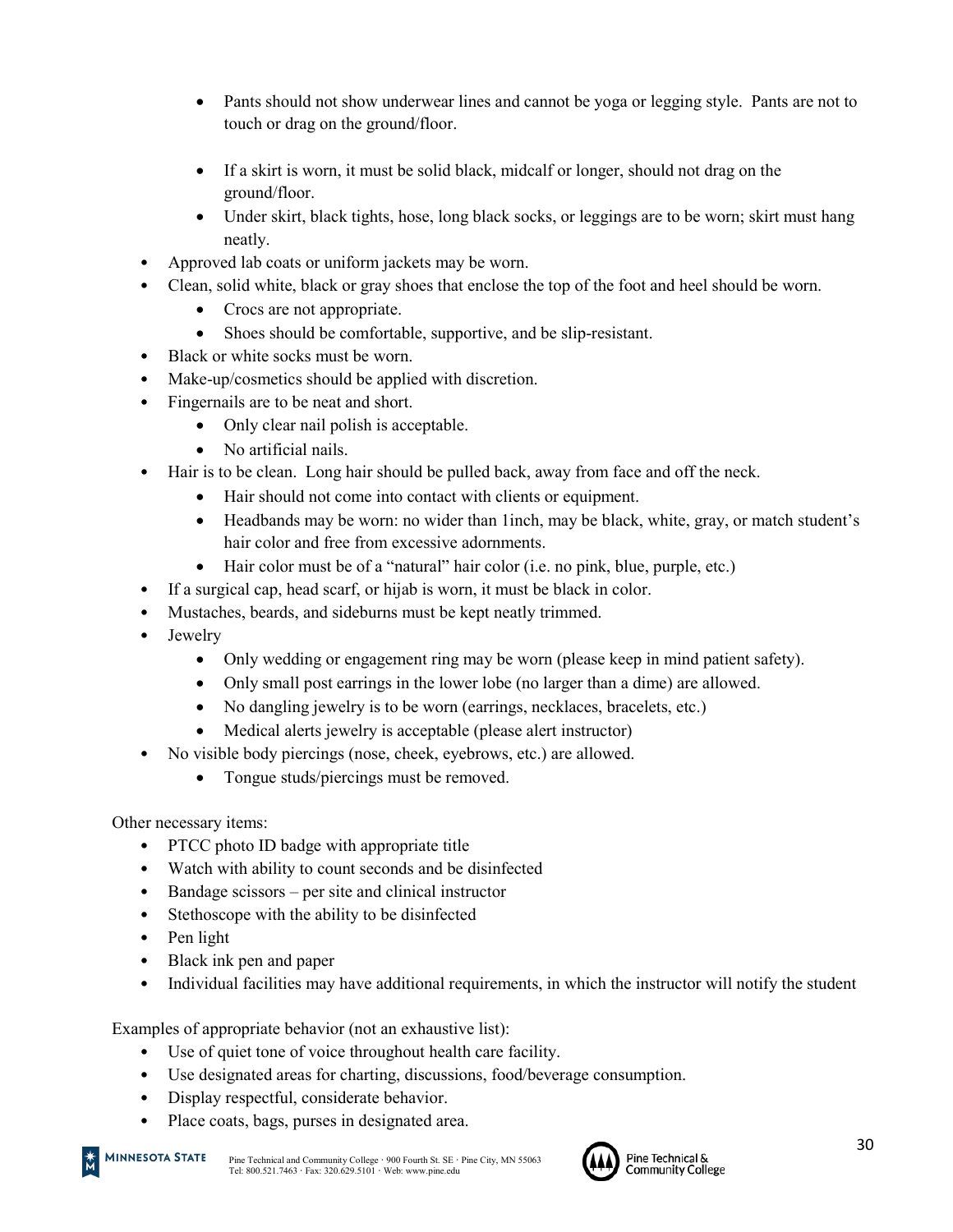- Pants should not show underwear lines and cannot be yoga or legging style. Pants are not to touch or drag on the ground/floor.

  - If a skirt is worn, it must be solid black, midcalf or longer, should not drag on the ground/floor.
  - Under skirt, black tights, hose, long black socks, or leggings are to be worn; skirt must hang neatly.
- Approved lab coats or uniform jackets may be worn.
- Clean, solid white, black or gray shoes that enclose the top of the foot and heel should be worn.
  - Crocs are not appropriate.
  - Shoes should be comfortable, supportive, and be slip-resistant.
- Black or white socks must be worn.
- Make-up/cosmetics should be applied with discretion.
- Fingernails are to be neat and short.
  - Only clear nail polish is acceptable.
  - No artificial nails.
- Hair is to be clean. Long hair should be pulled back, away from face and off the neck.
  - Hair should not come into contact with clients or equipment.
  - Headbands may be worn: no wider than 1inch, may be black, white, gray, or match student's hair color and free from excessive adornments.
  - Hair color must be of a "natural" hair color (i.e. no pink, blue, purple, etc.)
- If a surgical cap, head scarf, or hijab is worn, it must be black in color.
- Mustaches, beards, and sideburns must be kept neatly trimmed.
- Jewelry
  - Only wedding or engagement ring may be worn (please keep in mind patient safety).
  - Only small post earrings in the lower lobe (no larger than a dime) are allowed.
  - No dangling jewelry is to be worn (earrings, necklaces, bracelets, etc.)
  - Medical alerts jewelry is acceptable (please alert instructor)
- No visible body piercings (nose, cheek, eyebrows, etc.) are allowed.
  - Tongue studs/piercings must be removed.

Other necessary items:

- PTCC photo ID badge with appropriate title
- Watch with ability to count seconds and be disinfected
- Bandage scissors – per site and clinical instructor
- Stethoscope with the ability to be disinfected
- Pen light
- Black ink pen and paper
- Individual facilities may have additional requirements, in which the instructor will notify the student

Examples of appropriate behavior (not an exhaustive list):

- Use of quiet tone of voice throughout health care facility.
- Use designated areas for charting, discussions, food/beverage consumption.
- Display respectful, considerate behavior.
- Place coats, bags, purses in designated area.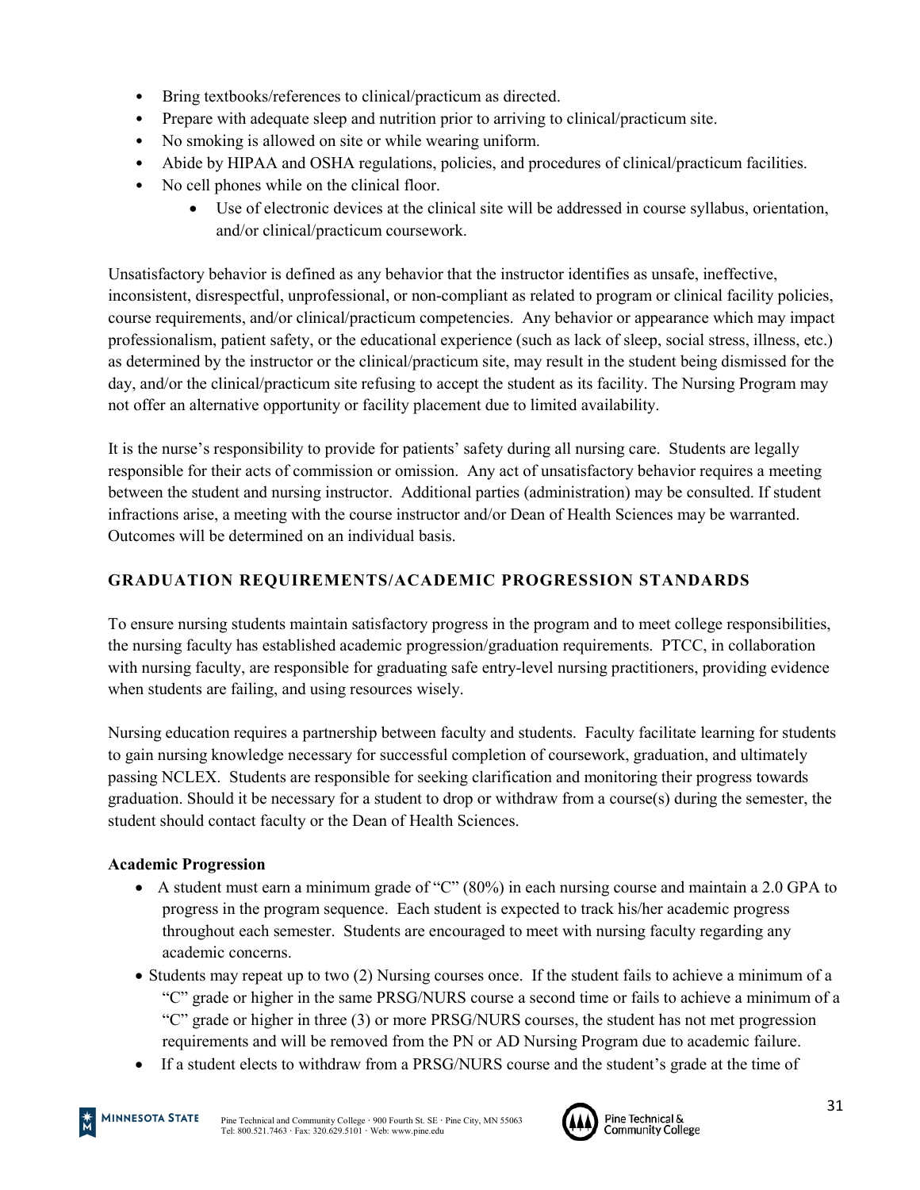- Bring textbooks/references to clinical/practicum as directed.
- Prepare with adequate sleep and nutrition prior to arriving to clinical/practicum site.
- No smoking is allowed on site or while wearing uniform.
- Abide by HIPAA and OSHA regulations, policies, and procedures of clinical/practicum facilities.
- No cell phones while on the clinical floor.
  - Use of electronic devices at the clinical site will be addressed in course syllabus, orientation, and/or clinical/practicum coursework.

Unsatisfactory behavior is defined as any behavior that the instructor identifies as unsafe, ineffective, inconsistent, disrespectful, unprofessional, or non-compliant as related to program or clinical facility policies, course requirements, and/or clinical/practicum competencies. Any behavior or appearance which may impact professionalism, patient safety, or the educational experience (such as lack of sleep, social stress, illness, etc.) as determined by the instructor or the clinical/practicum site, may result in the student being dismissed for the day, and/or the clinical/practicum site refusing to accept the student as its facility. The Nursing Program may not offer an alternative opportunity or facility placement due to limited availability.

It is the nurse's responsibility to provide for patients' safety during all nursing care. Students are legally responsible for their acts of commission or omission. Any act of unsatisfactory behavior requires a meeting between the student and nursing instructor. Additional parties (administration) may be consulted. If student infractions arise, a meeting with the course instructor and/or Dean of Health Sciences may be warranted. Outcomes will be determined on an individual basis.

## GRADUATION REQUIREMENTS/ACADEMIC PROGRESSION STANDARDS

To ensure nursing students maintain satisfactory progress in the program and to meet college responsibilities, the nursing faculty has established academic progression/graduation requirements. PTCC, in collaboration with nursing faculty, are responsible for graduating safe entry-level nursing practitioners, providing evidence when students are failing, and using resources wisely.

Nursing education requires a partnership between faculty and students. Faculty facilitate learning for students to gain nursing knowledge necessary for successful completion of coursework, graduation, and ultimately passing NCLEX. Students are responsible for seeking clarification and monitoring their progress towards graduation. Should it be necessary for a student to drop or withdraw from a course(s) during the semester, the student should contact faculty or the Dean of Health Sciences.

**Academic Progression**

- A student must earn a minimum grade of "C" (80%) in each nursing course and maintain a 2.0 GPA to progress in the program sequence. Each student is expected to track his/her academic progress throughout each semester. Students are encouraged to meet with nursing faculty regarding any academic concerns.
- Students may repeat up to two (2) Nursing courses once. If the student fails to achieve a minimum of a "C" grade or higher in the same PRSG/NURS course a second time or fails to achieve a minimum of a "C" grade or higher in three (3) or more PRSG/NURS courses, the student has not met progression requirements and will be removed from the PN or AD Nursing Program due to academic failure.
- If a student elects to withdraw from a PRSG/NURS course and the student's grade at the time of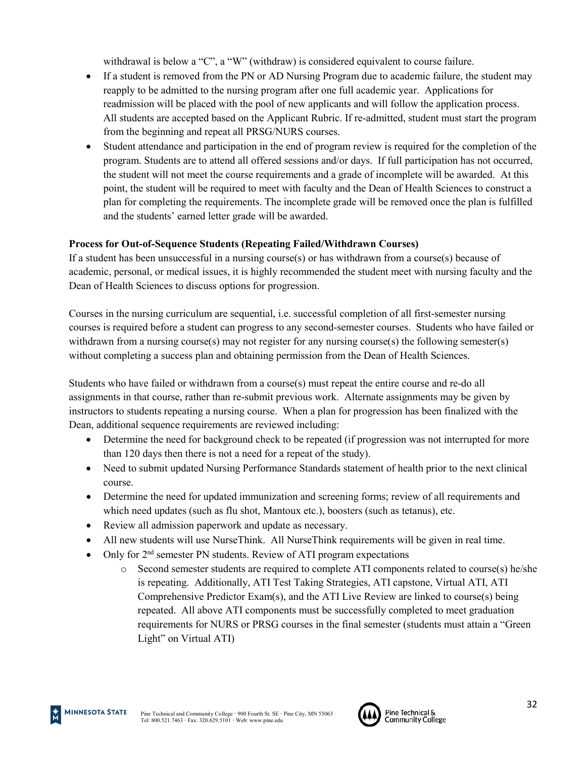withdrawal is below a "C", a "W" (withdraw) is considered equivalent to course failure.

- If a student is removed from the PN or AD Nursing Program due to academic failure, the student may reapply to be admitted to the nursing program after one full academic year. Applications for readmission will be placed with the pool of new applicants and will follow the application process. All students are accepted based on the Applicant Rubric. If re-admitted, student must start the program from the beginning and repeat all PRSG/NURS courses.
- Student attendance and participation in the end of program review is required for the completion of the program. Students are to attend all offered sessions and/or days. If full participation has not occurred, the student will not meet the course requirements and a grade of incomplete will be awarded. At this point, the student will be required to meet with faculty and the Dean of Health Sciences to construct a plan for completing the requirements. The incomplete grade will be removed once the plan is fulfilled and the students' earned letter grade will be awarded.

**Process for Out-of-Sequence Students (Repeating Failed/Withdrawn Courses)**

If a student has been unsuccessful in a nursing course(s) or has withdrawn from a course(s) because of academic, personal, or medical issues, it is highly recommended the student meet with nursing faculty and the Dean of Health Sciences to discuss options for progression.

Courses in the nursing curriculum are sequential, i.e. successful completion of all first-semester nursing courses is required before a student can progress to any second-semester courses. Students who have failed or withdrawn from a nursing course(s) may not register for any nursing course(s) the following semester(s) without completing a success plan and obtaining permission from the Dean of Health Sciences.

Students who have failed or withdrawn from a course(s) must repeat the entire course and re-do all assignments in that course, rather than re-submit previous work. Alternate assignments may be given by instructors to students repeating a nursing course. When a plan for progression has been finalized with the Dean, additional sequence requirements are reviewed including:

- Determine the need for background check to be repeated (if progression was not interrupted for more than 120 days then there is not a need for a repeat of the study).
- Need to submit updated Nursing Performance Standards statement of health prior to the next clinical course.
- Determine the need for updated immunization and screening forms; review of all requirements and which need updates (such as flu shot, Mantoux etc.), boosters (such as tetanus), etc.
- Review all admission paperwork and update as necessary.
- All new students will use NurseThink. All NurseThink requirements will be given in real time.
- Only for 2nd semester PN students. Review of ATI program expectations
  - Second semester students are required to complete ATI components related to course(s) he/she is repeating. Additionally, ATI Test Taking Strategies, ATI capstone, Virtual ATI, ATI Comprehensive Predictor Exam(s), and the ATI Live Review are linked to course(s) being repeated. All above ATI components must be successfully completed to meet graduation requirements for NURS or PRSG courses in the final semester (students must attain a "Green Light" on Virtual ATI)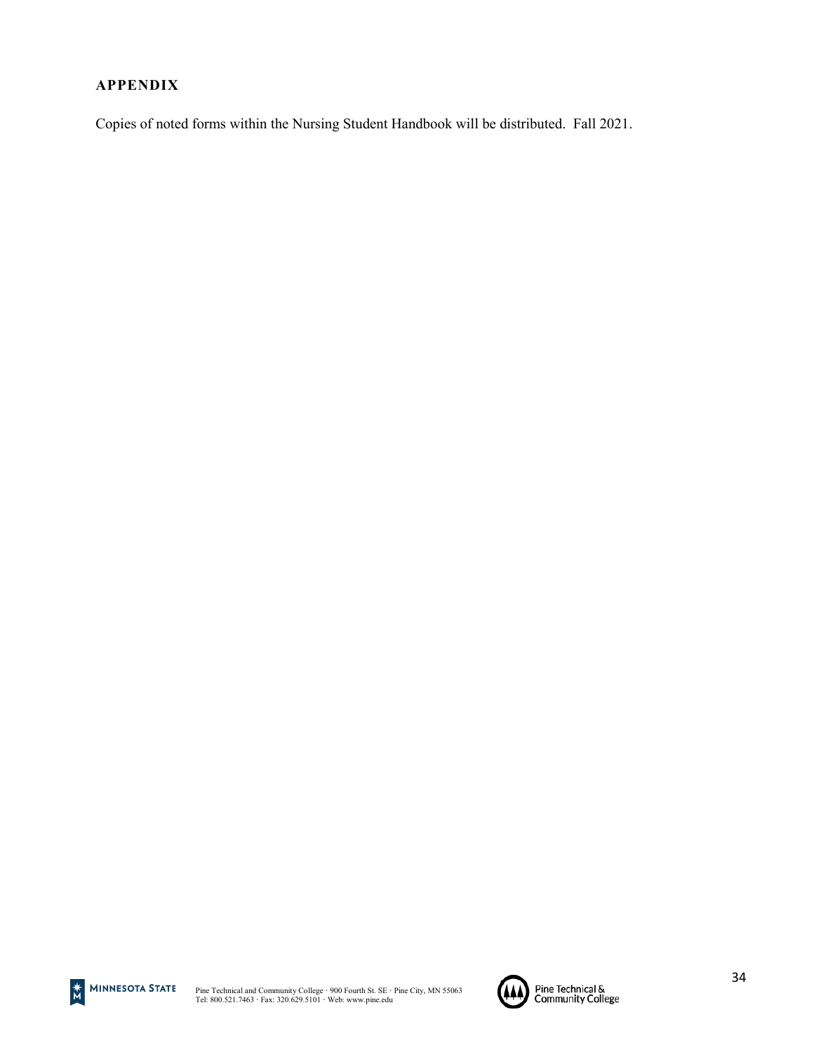## APPENDIX

Copies of noted forms within the Nursing Student Handbook will be distributed. Fall 2021.